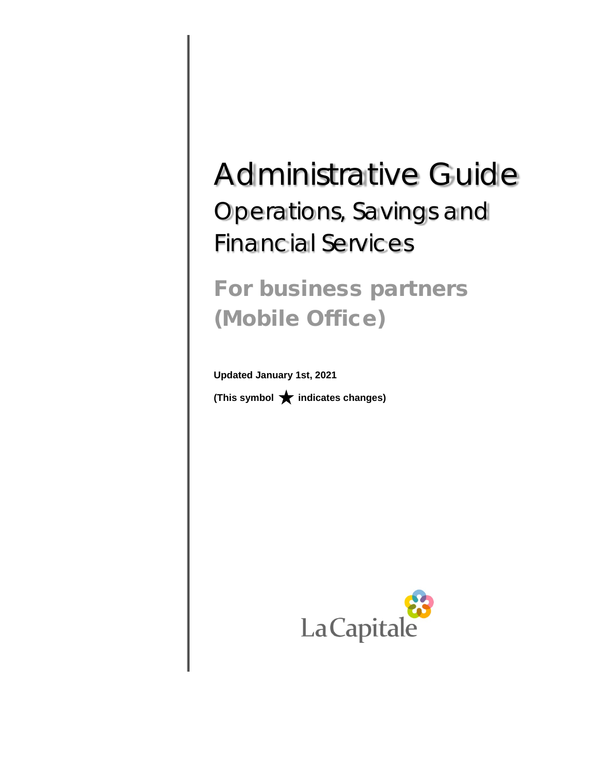# Administrative Guide

## Operations, Savings and Financial Services

## For business partners (Mobile Office)

**Updated January 1st, 2021**

**(This symbol ★ indicates changes)**

La Capitale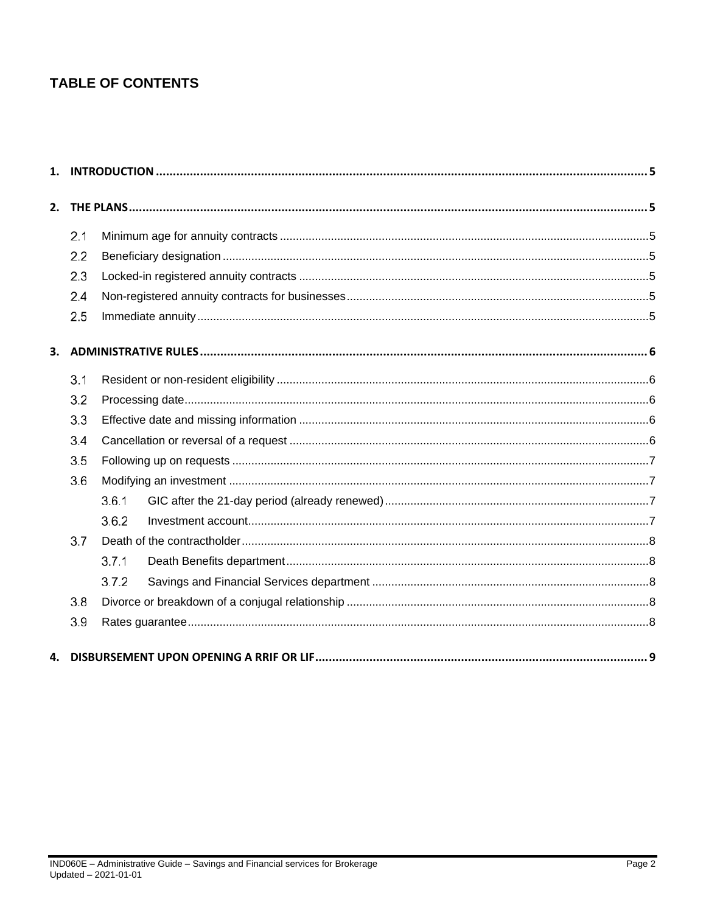# TABLE OF CONTENTS

**1. INTRODUCTION ..... 5**

**2. THE PLANS ..... 5**

- 2.1 Minimum age for annuity contracts ..... 5
- 2.2 Beneficiary designation ..... 5
- 2.3 Locked-in registered annuity contracts ..... 5
- 2.4 Non-registered annuity contracts for businesses ..... 5
- 2.5 Immediate annuity ..... 5

**3. ADMINISTRATIVE RULES ..... 6**

- 3.1 Resident or non-resident eligibility ..... 6
- 3.2 Processing date ..... 6
- 3.3 Effective date and missing information ..... 6
- 3.4 Cancellation or reversal of a request ..... 6
- 3.5 Following up on requests ..... 7
- 3.6 Modifying an investment ..... 7
  - 3.6.1 GIC after the 21-day period (already renewed) ..... 7
  - 3.6.2 Investment account ..... 7
- 3.7 Death of the contractholder ..... 8
  - 3.7.1 Death Benefits department ..... 8
  - 3.7.2 Savings and Financial Services department ..... 8
- 3.8 Divorce or breakdown of a conjugal relationship ..... 8
- 3.9 Rates guarantee ..... 8

**4. DISBURSEMENT UPON OPENING A RRIF OR LIF ..... 9**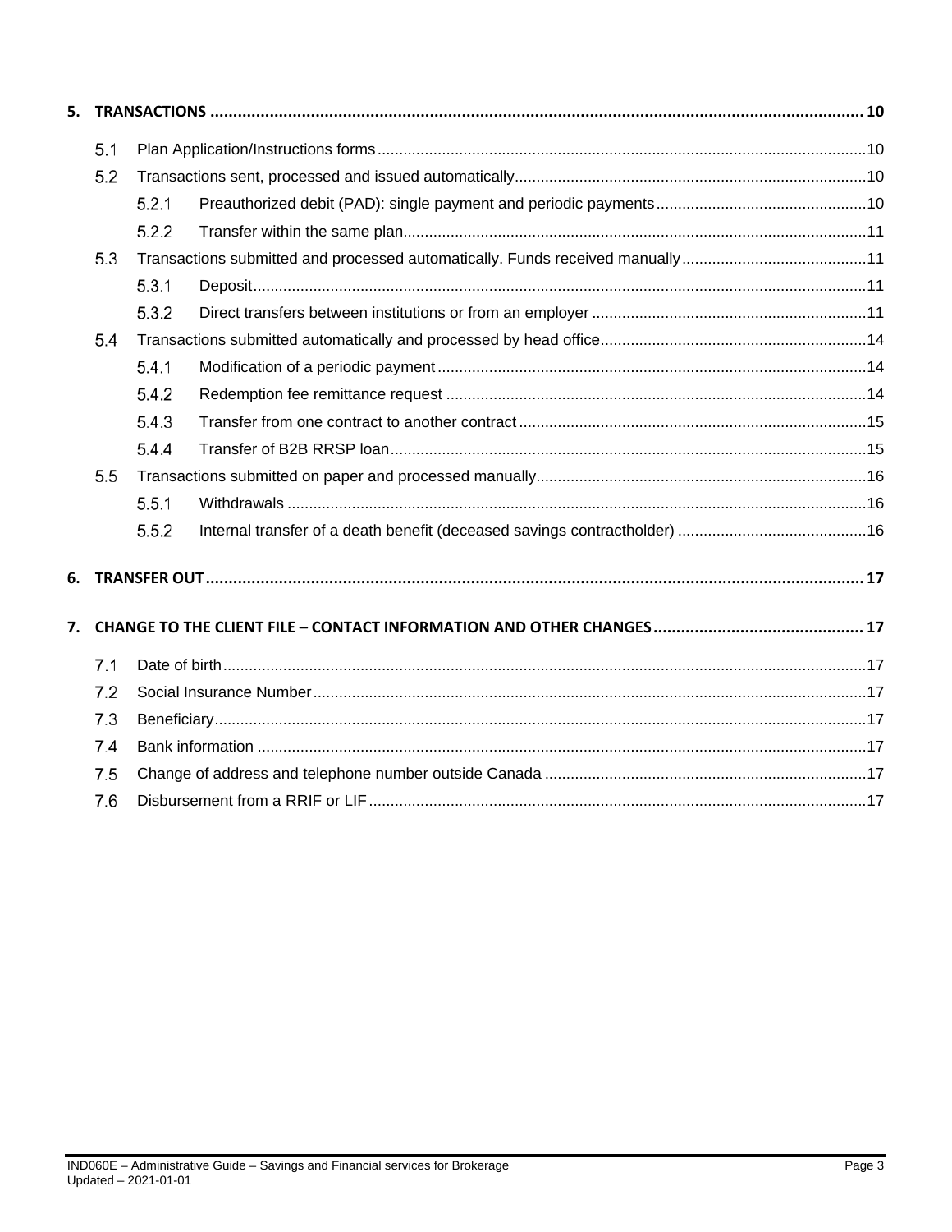**5. TRANSACTIONS .......... 10**

- 5.1 Plan Application/Instructions forms .......... 10
- 5.2 Transactions sent, processed and issued automatically .......... 10
  - 5.2.1 Preauthorized debit (PAD): single payment and periodic payments .......... 10
  - 5.2.2 Transfer within the same plan .......... 11
- 5.3 Transactions submitted and processed automatically. Funds received manually .......... 11
  - 5.3.1 Deposit .......... 11
  - 5.3.2 Direct transfers between institutions or from an employer .......... 11
- 5.4 Transactions submitted automatically and processed by head office .......... 14
  - 5.4.1 Modification of a periodic payment .......... 14
  - 5.4.2 Redemption fee remittance request .......... 14
  - 5.4.3 Transfer from one contract to another contract .......... 15
  - 5.4.4 Transfer of B2B RRSP loan .......... 15
- 5.5 Transactions submitted on paper and processed manually .......... 16
  - 5.5.1 Withdrawals .......... 16
  - 5.5.2 Internal transfer of a death benefit (deceased savings contractholder) .......... 16

**6. TRANSFER OUT .......... 17**

**7. CHANGE TO THE CLIENT FILE – CONTACT INFORMATION AND OTHER CHANGES .......... 17**

- 7.1 Date of birth .......... 17
- 7.2 Social Insurance Number .......... 17
- 7.3 Beneficiary .......... 17
- 7.4 Bank information .......... 17
- 7.5 Change of address and telephone number outside Canada .......... 17
- 7.6 Disbursement from a RRIF or LIF .......... 17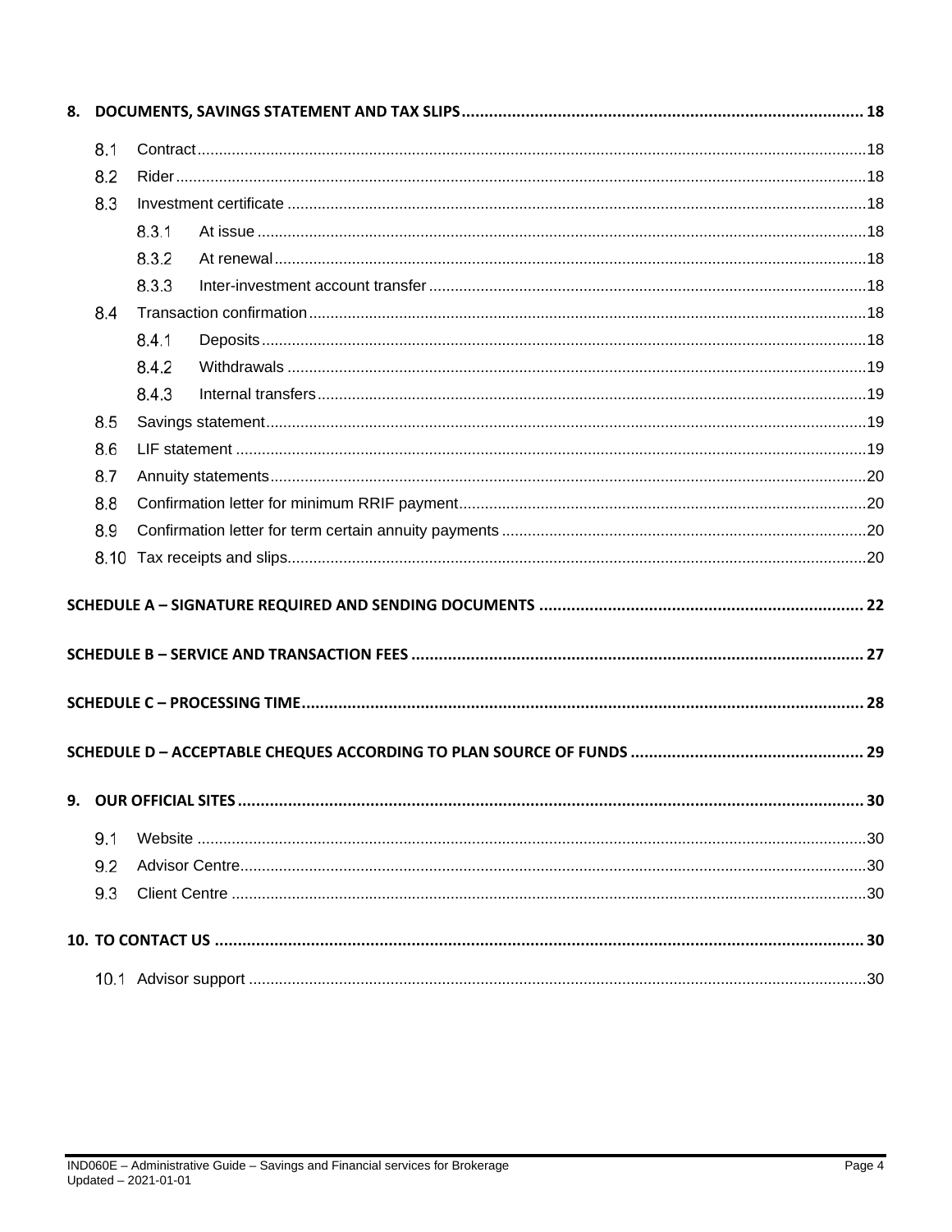8. DOCUMENTS, SAVINGS STATEMENT AND TAX SLIPS ........ 18

- 8.1 Contract ........ 18
- 8.2 Rider ........ 18
- 8.3 Investment certificate ........ 18
  - 8.3.1 At issue ........ 18
  - 8.3.2 At renewal ........ 18
  - 8.3.3 Inter-investment account transfer ........ 18
- 8.4 Transaction confirmation ........ 18
  - 8.4.1 Deposits ........ 18
  - 8.4.2 Withdrawals ........ 19
  - 8.4.3 Internal transfers ........ 19
- 8.5 Savings statement ........ 19
- 8.6 LIF statement ........ 19
- 8.7 Annuity statements ........ 20
- 8.8 Confirmation letter for minimum RRIF payment ........ 20
- 8.9 Confirmation letter for term certain annuity payments ........ 20
- 8.10 Tax receipts and slips ........ 20

SCHEDULE A – SIGNATURE REQUIRED AND SENDING DOCUMENTS ........ 22

SCHEDULE B – SERVICE AND TRANSACTION FEES ........ 27

SCHEDULE C – PROCESSING TIME ........ 28

SCHEDULE D – ACCEPTABLE CHEQUES ACCORDING TO PLAN SOURCE OF FUNDS ........ 29

9. OUR OFFICIAL SITES ........ 30

- 9.1 Website ........ 30
- 9.2 Advisor Centre ........ 30
- 9.3 Client Centre ........ 30

10. TO CONTACT US ........ 30

- 10.1 Advisor support ........ 30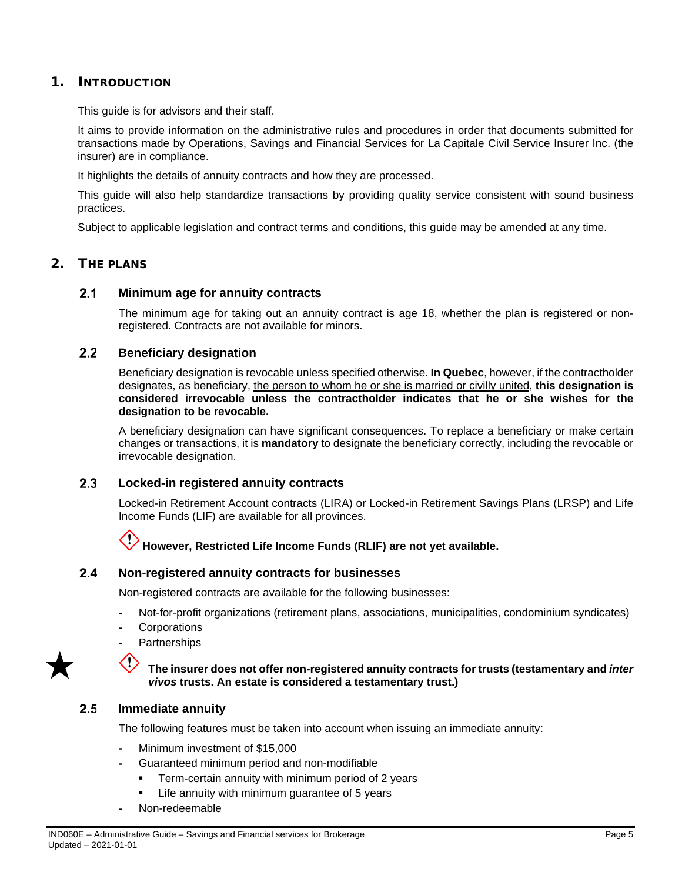# 1. INTRODUCTION

This guide is for advisors and their staff.

It aims to provide information on the administrative rules and procedures in order that documents submitted for transactions made by Operations, Savings and Financial Services for La Capitale Civil Service Insurer Inc. (the insurer) are in compliance.

It highlights the details of annuity contracts and how they are processed.

This guide will also help standardize transactions by providing quality service consistent with sound business practices.

Subject to applicable legislation and contract terms and conditions, this guide may be amended at any time.

# 2. THE PLANS

## 2.1 Minimum age for annuity contracts

The minimum age for taking out an annuity contract is age 18, whether the plan is registered or non-registered. Contracts are not available for minors.

## 2.2 Beneficiary designation

Beneficiary designation is revocable unless specified otherwise. **In Quebec**, however, if the contractholder designates, as beneficiary, the person to whom he or she is married or civilly united, **this designation is considered irrevocable unless the contractholder indicates that he or she wishes for the designation to be revocable.**

A beneficiary designation can have significant consequences. To replace a beneficiary or make certain changes or transactions, it is **mandatory** to designate the beneficiary correctly, including the revocable or irrevocable designation.

## 2.3 Locked-in registered annuity contracts

Locked-in Retirement Account contracts (LIRA) or Locked-in Retirement Savings Plans (LRSP) and Life Income Funds (LIF) are available for all provinces.

**However, Restricted Life Income Funds (RLIF) are not yet available.**

## 2.4 Non-registered annuity contracts for businesses

Non-registered contracts are available for the following businesses:

- Not-for-profit organizations (retirement plans, associations, municipalities, condominium syndicates)
- Corporations
- Partnerships

★ **The insurer does not offer non-registered annuity contracts for trusts (testamentary and *inter vivos* trusts. An estate is considered a testamentary trust.)**

## 2.5 Immediate annuity

The following features must be taken into account when issuing an immediate annuity:

- Minimum investment of $15,000
- Guaranteed minimum period and non-modifiable
  - Term-certain annuity with minimum period of 2 years
  - Life annuity with minimum guarantee of 5 years
- Non-redeemable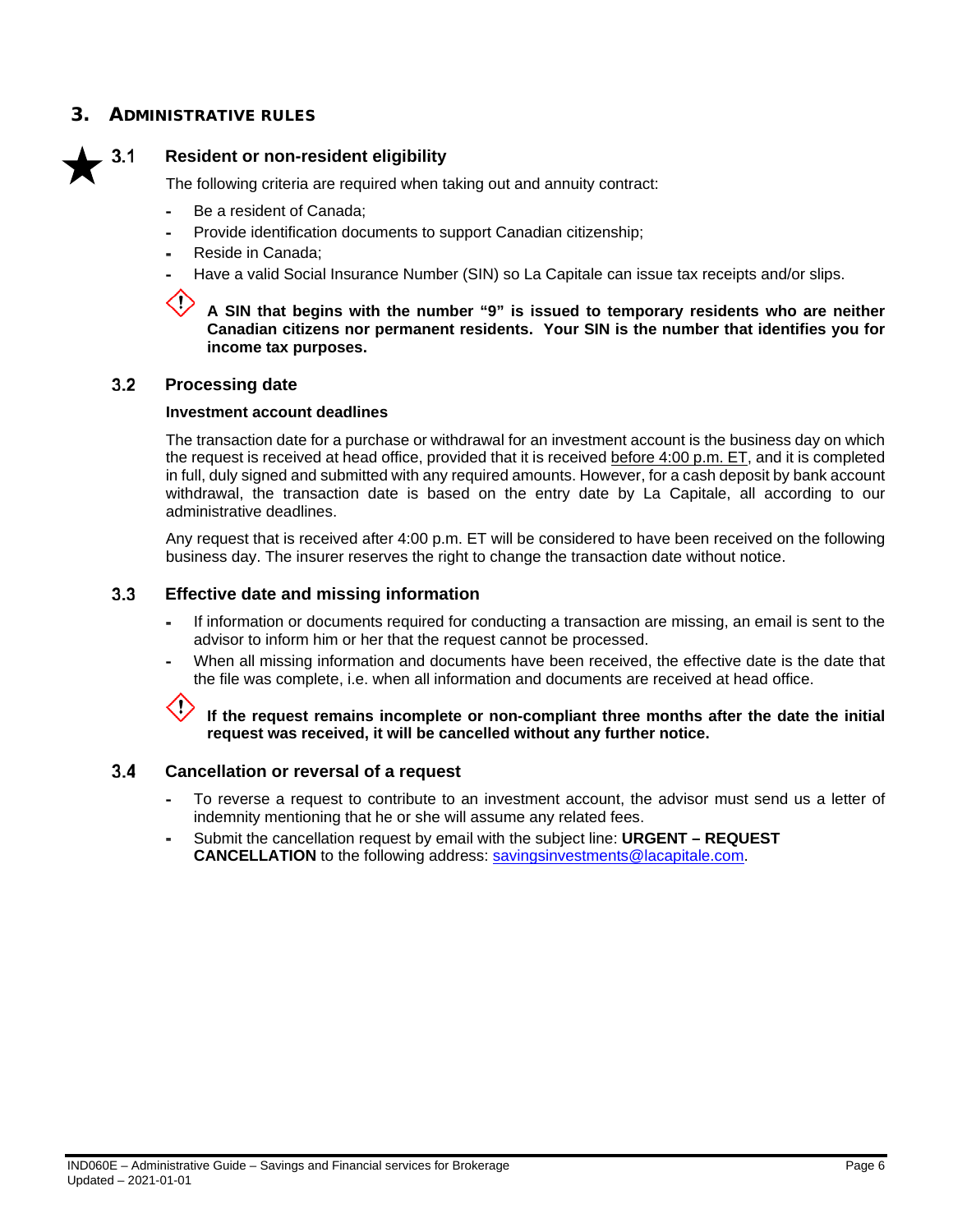## 3. ADMINISTRATIVE RULES

### ★ 3.1 Resident or non-resident eligibility

The following criteria are required when taking out and annuity contract:

- Be a resident of Canada;
- Provide identification documents to support Canadian citizenship;
- Reside in Canada;
- Have a valid Social Insurance Number (SIN) so La Capitale can issue tax receipts and/or slips.

**A SIN that begins with the number "9" is issued to temporary residents who are neither Canadian citizens nor permanent residents. Your SIN is the number that identifies you for income tax purposes.**

### 3.2 Processing date

**Investment account deadlines**

The transaction date for a purchase or withdrawal for an investment account is the business day on which the request is received at head office, provided that it is received before 4:00 p.m. ET, and it is completed in full, duly signed and submitted with any required amounts. However, for a cash deposit by bank account withdrawal, the transaction date is based on the entry date by La Capitale, all according to our administrative deadlines.

Any request that is received after 4:00 p.m. ET will be considered to have been received on the following business day. The insurer reserves the right to change the transaction date without notice.

### 3.3 Effective date and missing information

- If information or documents required for conducting a transaction are missing, an email is sent to the advisor to inform him or her that the request cannot be processed.
- When all missing information and documents have been received, the effective date is the date that the file was complete, i.e. when all information and documents are received at head office.

**If the request remains incomplete or non-compliant three months after the date the initial request was received, it will be cancelled without any further notice.**

### 3.4 Cancellation or reversal of a request

- To reverse a request to contribute to an investment account, the advisor must send us a letter of indemnity mentioning that he or she will assume any related fees.
- Submit the cancellation request by email with the subject line: **URGENT – REQUEST CANCELLATION** to the following address: savingsinvestments@lacapitale.com.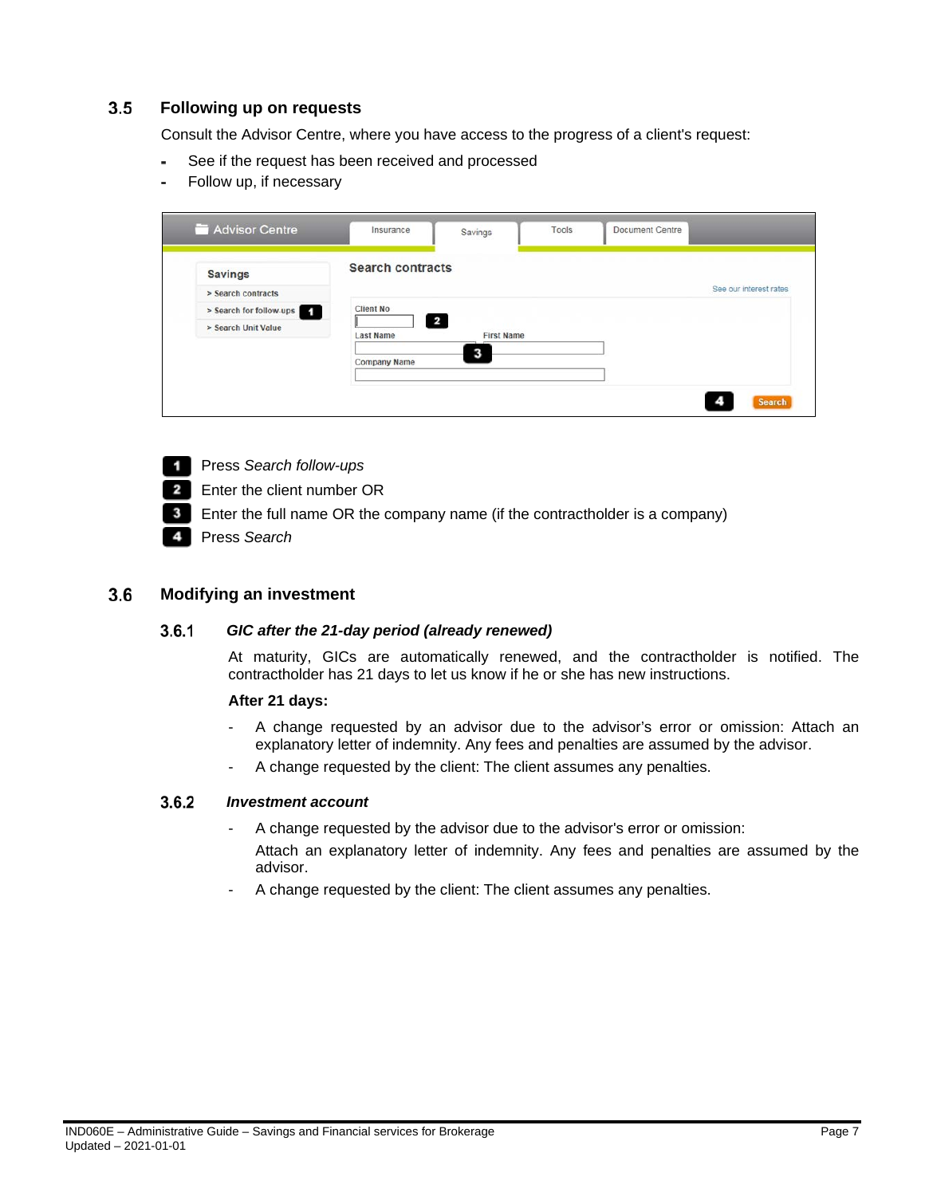## 3.5 Following up on requests

Consult the Advisor Centre, where you have access to the progress of a client's request:

- See if the request has been received and processed
- Follow up, if necessary

1. Press *Search follow-ups*
2. Enter the client number OR
3. Enter the full name OR the company name (if the contractholder is a company)
4. Press *Search*

## 3.6 Modifying an investment

### 3.6.1 *GIC after the 21-day period (already renewed)*

At maturity, GICs are automatically renewed, and the contractholder is notified. The contractholder has 21 days to let us know if he or she has new instructions.

**After 21 days:**

- A change requested by an advisor due to the advisor's error or omission: Attach an explanatory letter of indemnity. Any fees and penalties are assumed by the advisor.
- A change requested by the client: The client assumes any penalties.

### 3.6.2 *Investment account*

- A change requested by the advisor due to the advisor's error or omission:
  Attach an explanatory letter of indemnity. Any fees and penalties are assumed by the advisor.
- A change requested by the client: The client assumes any penalties.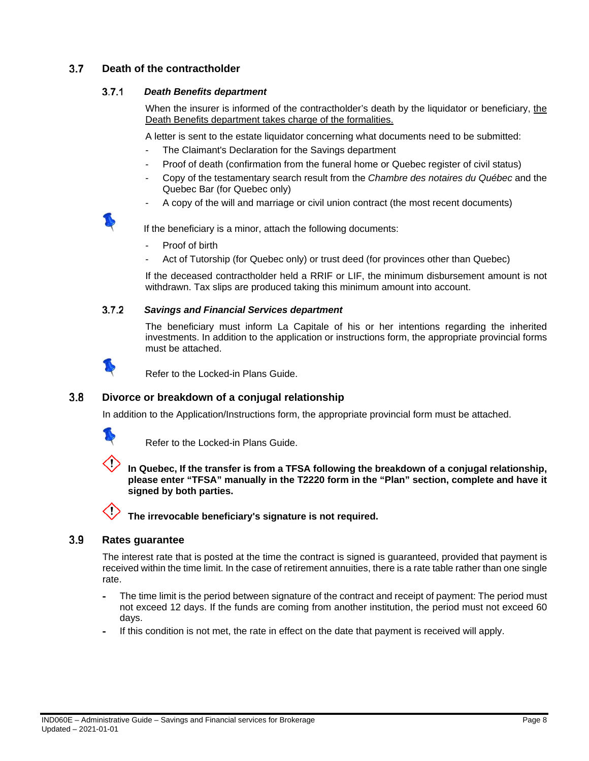## 3.7 Death of the contractholder

### 3.7.1 *Death Benefits department*

When the insurer is informed of the contractholder's death by the liquidator or beneficiary, <u>the Death Benefits department takes charge of the formalities.</u>

A letter is sent to the estate liquidator concerning what documents need to be submitted:

- The Claimant's Declaration for the Savings department
- Proof of death (confirmation from the funeral home or Quebec register of civil status)
- Copy of the testamentary search result from the *Chambre des notaires du Québec* and the Quebec Bar (for Quebec only)
- A copy of the will and marriage or civil union contract (the most recent documents)

If the beneficiary is a minor, attach the following documents:

- Proof of birth
- Act of Tutorship (for Quebec only) or trust deed (for provinces other than Quebec)

If the deceased contractholder held a RRIF or LIF, the minimum disbursement amount is not withdrawn. Tax slips are produced taking this minimum amount into account.

### 3.7.2 *Savings and Financial Services department*

The beneficiary must inform La Capitale of his or her intentions regarding the inherited investments. In addition to the application or instructions form, the appropriate provincial forms must be attached.

Refer to the Locked-in Plans Guide.

## 3.8 Divorce or breakdown of a conjugal relationship

In addition to the Application/Instructions form, the appropriate provincial form must be attached.

Refer to the Locked-in Plans Guide.

**In Quebec, If the transfer is from a TFSA following the breakdown of a conjugal relationship, please enter "TFSA" manually in the T2220 form in the "Plan" section, complete and have it signed by both parties.**

**The irrevocable beneficiary's signature is not required.**

## 3.9 Rates guarantee

The interest rate that is posted at the time the contract is signed is guaranteed, provided that payment is received within the time limit. In the case of retirement annuities, there is a rate table rather than one single rate.

- The time limit is the period between signature of the contract and receipt of payment: The period must not exceed 12 days. If the funds are coming from another institution, the period must not exceed 60 days.
- If this condition is not met, the rate in effect on the date that payment is received will apply.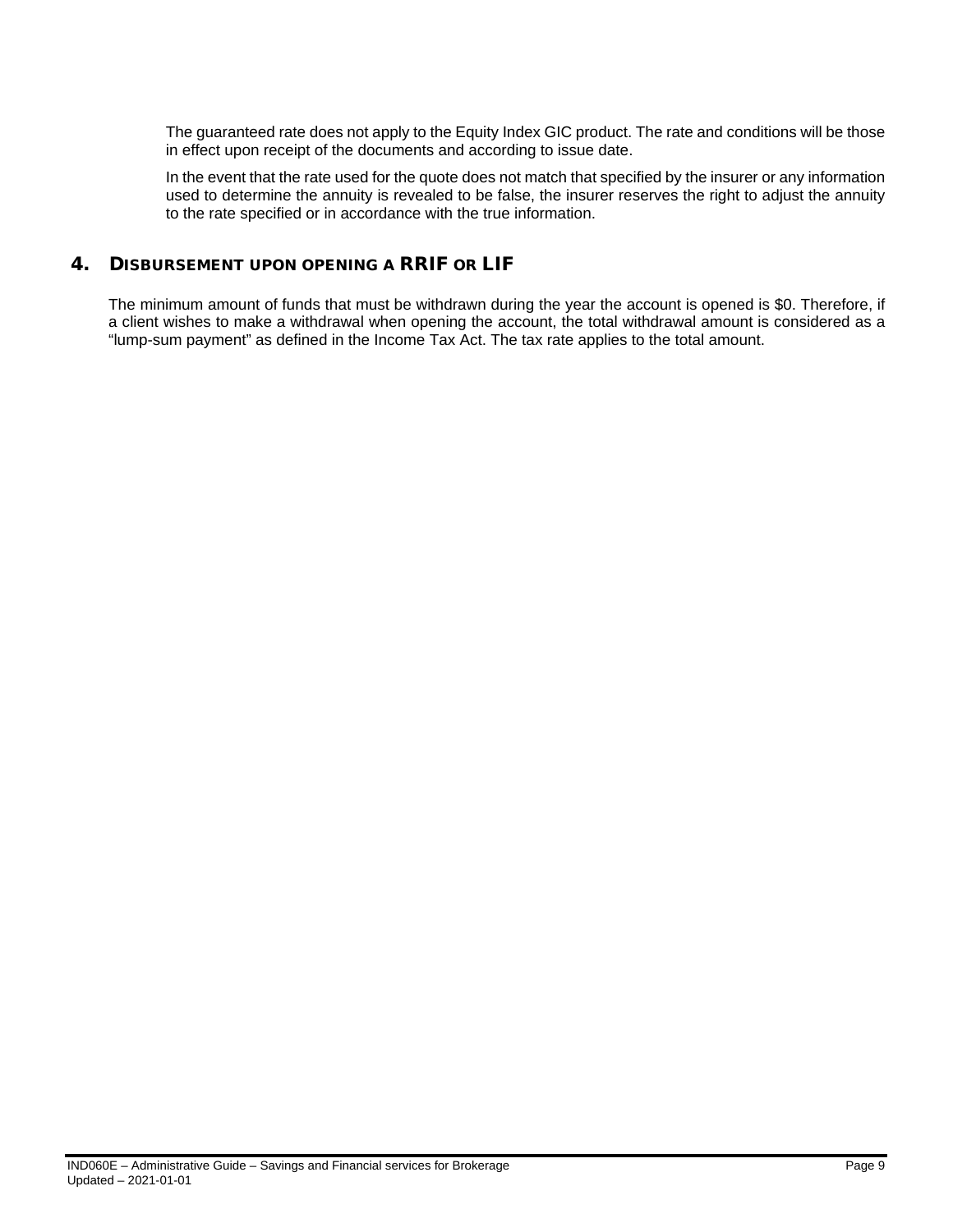The guaranteed rate does not apply to the Equity Index GIC product. The rate and conditions will be those in effect upon receipt of the documents and according to issue date.

In the event that the rate used for the quote does not match that specified by the insurer or any information used to determine the annuity is revealed to be false, the insurer reserves the right to adjust the annuity to the rate specified or in accordance with the true information.

## 4. Disbursement upon opening a RRIF or LIF

The minimum amount of funds that must be withdrawn during the year the account is opened is $0. Therefore, if a client wishes to make a withdrawal when opening the account, the total withdrawal amount is considered as a "lump-sum payment" as defined in the Income Tax Act. The tax rate applies to the total amount.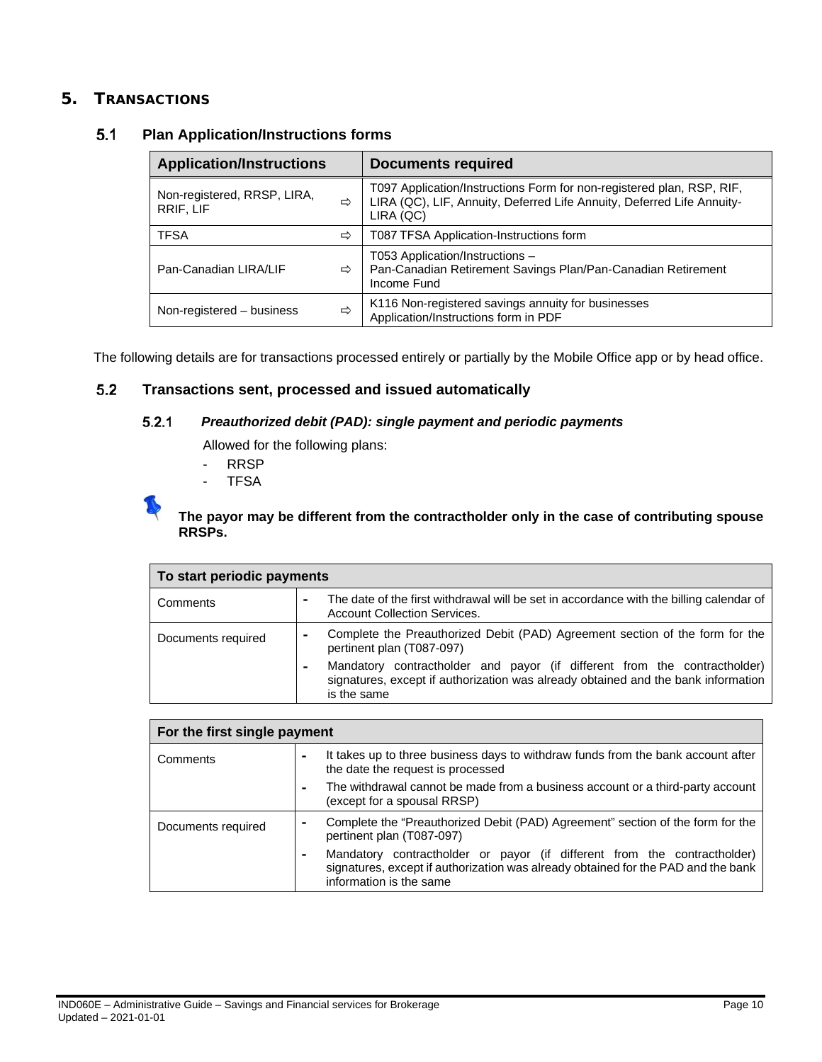# 5. TRANSACTIONS

## 5.1 Plan Application/Instructions forms

| Application/Instructions | | Documents required |
|---|---|---|
| Non-registered, RRSP, LIRA, RRIF, LIF | ⇨ | T097 Application/Instructions Form for non-registered plan, RSP, RIF, LIRA (QC), LIF, Annuity, Deferred Life Annuity, Deferred Life Annuity-LIRA (QC) |
| TFSA | ⇨ | T087 TFSA Application-Instructions form |
| Pan-Canadian LIRA/LIF | ⇨ | T053 Application/Instructions – Pan-Canadian Retirement Savings Plan/Pan-Canadian Retirement Income Fund |
| Non-registered – business | ⇨ | K116 Non-registered savings annuity for businesses Application/Instructions form in PDF |

The following details are for transactions processed entirely or partially by the Mobile Office app or by head office.

## 5.2 Transactions sent, processed and issued automatically

### 5.2.1 *Preauthorized debit (PAD): single payment and periodic payments*

Allowed for the following plans:

- RRSP
- TFSA

**The payor may be different from the contractholder only in the case of contributing spouse RRSPs.**

| To start periodic payments | |
|---|---|
| Comments | - The date of the first withdrawal will be set in accordance with the billing calendar of Account Collection Services. |
| Documents required | - Complete the Preauthorized Debit (PAD) Agreement section of the form for the pertinent plan (T087-097)<br>- Mandatory contractholder and payor (if different from the contractholder) signatures, except if authorization was already obtained and the bank information is the same |

| For the first single payment | |
|---|---|
| Comments | - It takes up to three business days to withdraw funds from the bank account after the date the request is processed<br>- The withdrawal cannot be made from a business account or a third-party account (except for a spousal RRSP) |
| Documents required | - Complete the "Preauthorized Debit (PAD) Agreement" section of the form for the pertinent plan (T087-097)<br>- Mandatory contractholder or payor (if different from the contractholder) signatures, except if authorization was already obtained for the PAD and the bank information is the same |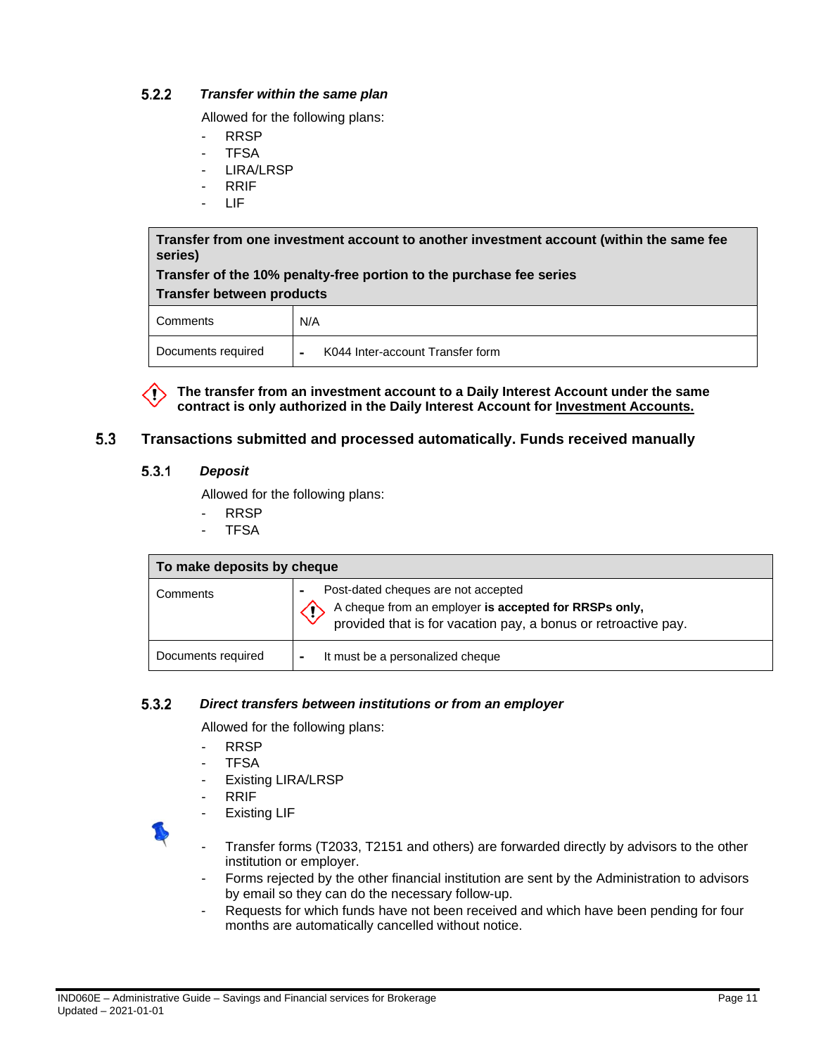#### 5.2.2 *Transfer within the same plan*

Allowed for the following plans:

- RRSP
- TFSA
- LIRA/LRSP
- RRIF
- LIF

| **Transfer from one investment account to another investment account (within the same fee series)**<br>**Transfer of the 10% penalty-free portion to the purchase fee series**<br>**Transfer between products** | |
|---|---|
| Comments | N/A |
| Documents required | - K044 Inter-account Transfer form |

**The transfer from an investment account to a Daily Interest Account under the same contract is only authorized in the Daily Interest Account for Investment Accounts.**

### 5.3 Transactions submitted and processed automatically. Funds received manually

#### 5.3.1 *Deposit*

Allowed for the following plans:

- RRSP
- TFSA

| **To make deposits by cheque** | |
|---|---|
| Comments | - Post-dated cheques are not accepted<br>A cheque from an employer **is accepted for RRSPs only,** provided that is for vacation pay, a bonus or retroactive pay. |
| Documents required | - It must be a personalized cheque |

#### 5.3.2 *Direct transfers between institutions or from an employer*

Allowed for the following plans:

- RRSP
- TFSA
- Existing LIRA/LRSP
- RRIF
- Existing LIF

- Transfer forms (T2033, T2151 and others) are forwarded directly by advisors to the other institution or employer.
- Forms rejected by the other financial institution are sent by the Administration to advisors by email so they can do the necessary follow-up.
- Requests for which funds have not been received and which have been pending for four months are automatically cancelled without notice.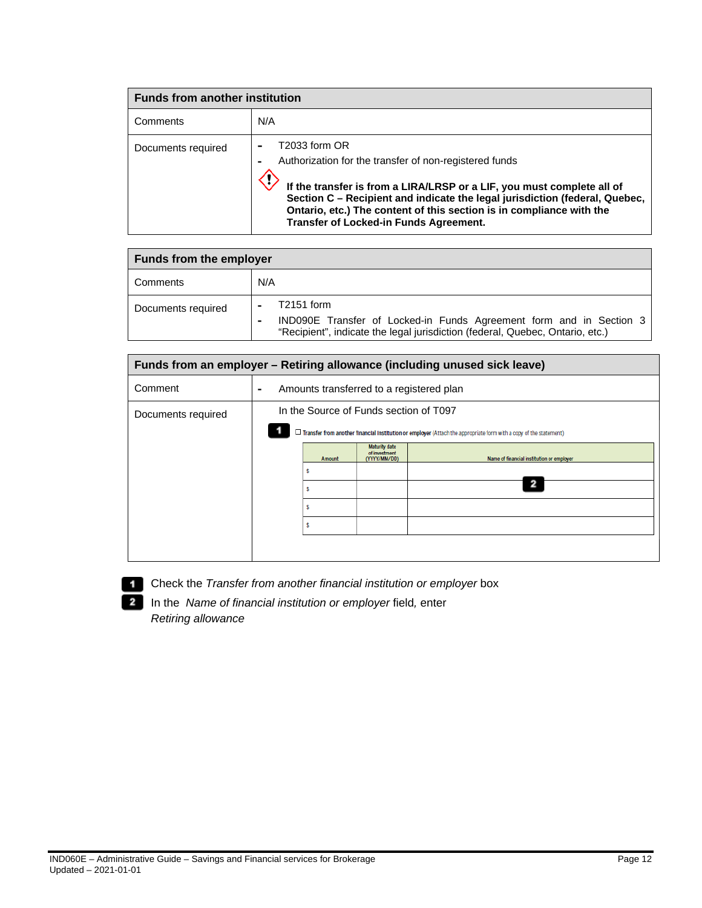| Funds from another institution | |
|---|---|
| Comments | N/A |
| Documents required | - T2033 form OR<br>- Authorization for the transfer of non-registered funds<br>**If the transfer is from a LIRA/LRSP or a LIF, you must complete all of Section C – Recipient and indicate the legal jurisdiction (federal, Quebec, Ontario, etc.) The content of this section is in compliance with the Transfer of Locked-in Funds Agreement.** |

| Funds from the employer | |
|---|---|
| Comments | N/A |
| Documents required | - T2151 form<br>- IND090E Transfer of Locked-in Funds Agreement form and in Section 3 “Recipient”, indicate the legal jurisdiction (federal, Quebec, Ontario, etc.) |

| Funds from an employer – Retiring allowance (including unused sick leave) | |
|---|---|
| Comment | - Amounts transferred to a registered plan |
| Documents required | In the Source of Funds section of T097 |

**1** ☐ Transfer from another financial institution or employer (Attach the appropriate form with a copy of the statement)

| Amount | Maturity date of investment (YYYY/MM/DD) | Name of financial institution or employer |
|---|---|---|
| $ | | |
| $ | | **2** |
| $ | | |
| $ | | |

**1** Check the *Transfer from another financial institution or employer* box

**2** In the *Name of financial institution or employer* field, enter *Retiring allowance*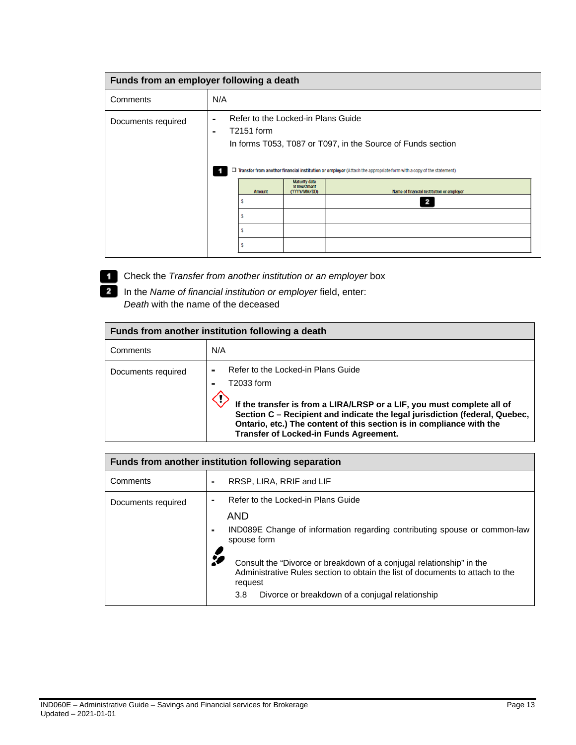| Funds from an employer following a death | |
|---|---|
| Comments | N/A |
| Documents required | - Refer to the Locked-in Plans Guide<br>- T2151 form<br>In forms T053, T087 or T097, in the Source of Funds section<br>**1** ☐ Transfer from another financial institution or employer (Attach the appropriate form with a copy of the statement)<br>Amount / Maturity date of investment (YYYY/MM/DD) / Name of financial institution or employer **2** |

**1** Check the *Transfer from another institution or an employer* box

**2** In the *Name of financial institution or employer* field, enter:
*Death* with the name of the deceased

| Funds from another institution following a death | |
|---|---|
| Comments | N/A |
| Documents required | - Refer to the Locked-in Plans Guide<br>- T2033 form<br>**If the transfer is from a LIRA/LRSP or a LIF, you must complete all of Section C – Recipient and indicate the legal jurisdiction (federal, Quebec, Ontario, etc.) The content of this section is in compliance with the Transfer of Locked-in Funds Agreement.** |

| Funds from another institution following separation | |
|---|---|
| Comments | - RRSP, LIRA, RRIF and LIF |
| Documents required | - Refer to the Locked-in Plans Guide<br>AND<br>- IND089E Change of information regarding contributing spouse or common-law spouse form<br>Consult the "Divorce or breakdown of a conjugal relationship" in the Administrative Rules section to obtain the list of documents to attach to the request<br>3.8 Divorce or breakdown of a conjugal relationship |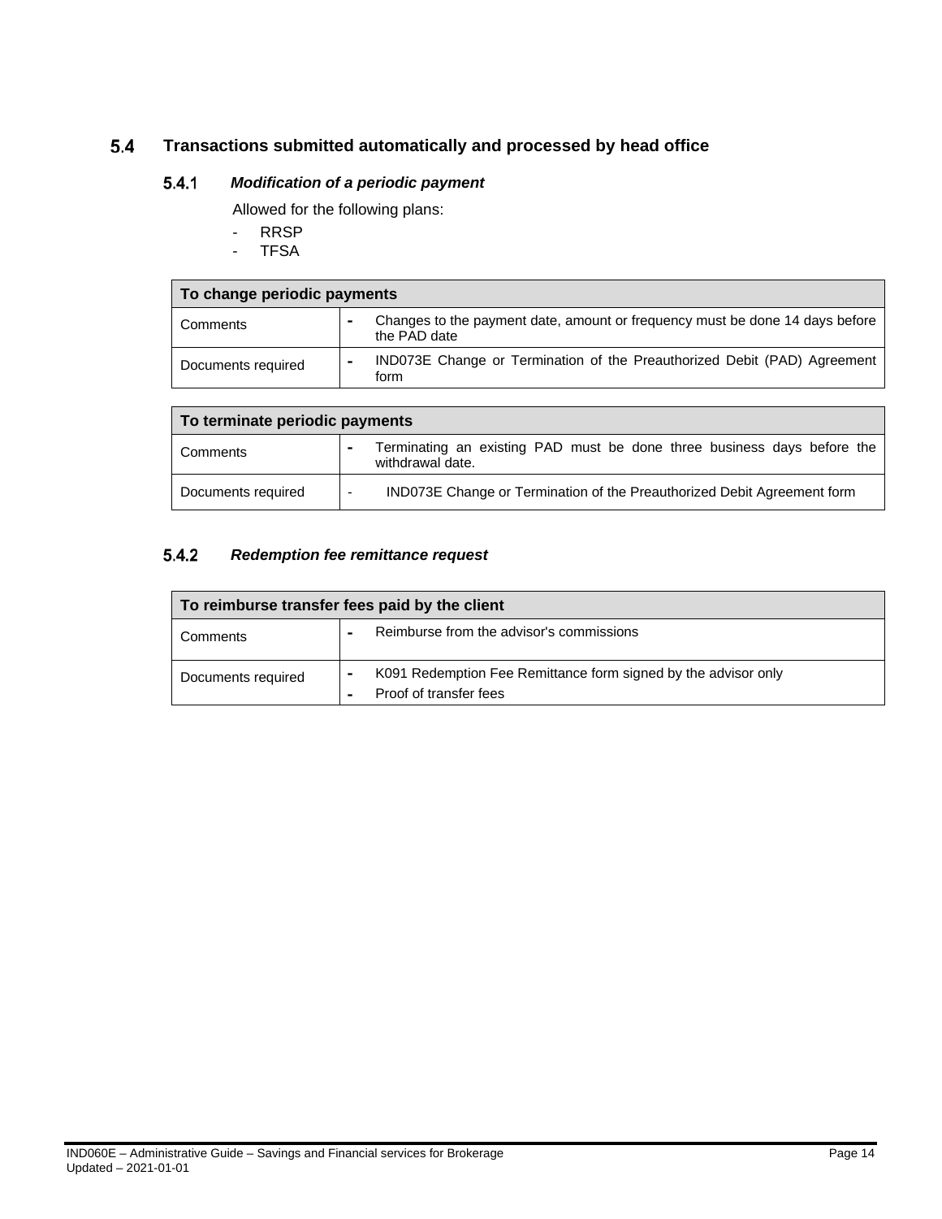## 5.4 Transactions submitted automatically and processed by head office

### 5.4.1 *Modification of a periodic payment*

Allowed for the following plans:

- RRSP
- TFSA

| To change periodic payments | |
|---|---|
| Comments | - Changes to the payment date, amount or frequency must be done 14 days before the PAD date |
| Documents required | - IND073E Change or Termination of the Preauthorized Debit (PAD) Agreement form |

| To terminate periodic payments | |
|---|---|
| Comments | - Terminating an existing PAD must be done three business days before the withdrawal date. |
| Documents required | - IND073E Change or Termination of the Preauthorized Debit Agreement form |

### 5.4.2 *Redemption fee remittance request*

| To reimburse transfer fees paid by the client | |
|---|---|
| Comments | - Reimburse from the advisor's commissions |
| Documents required | - K091 Redemption Fee Remittance form signed by the advisor only<br>- Proof of transfer fees |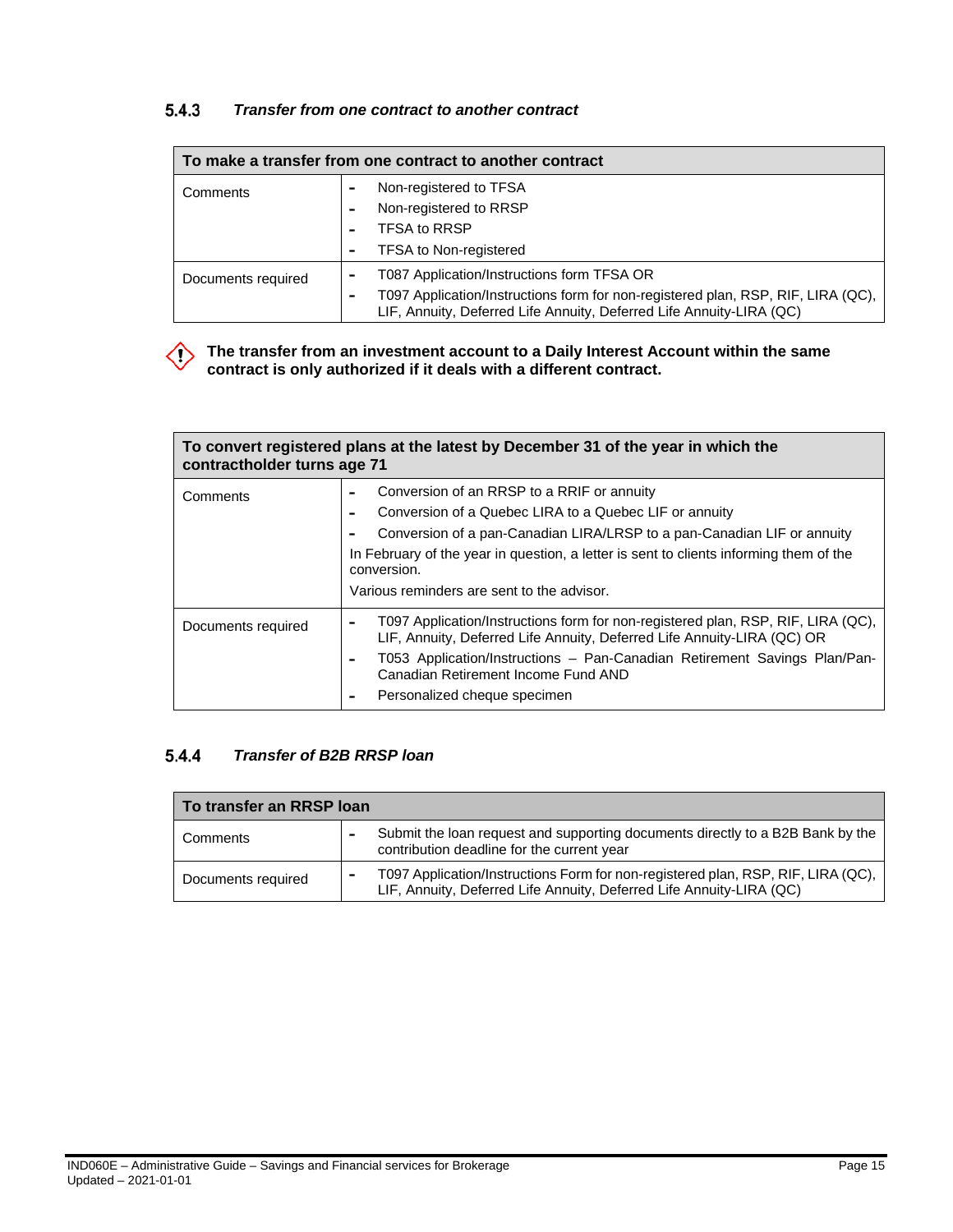### 5.4.3 *Transfer from one contract to another contract*

| To make a transfer from one contract to another contract | |
|---|---|
| Comments | - Non-registered to TFSA<br>- Non-registered to RRSP<br>- TFSA to RRSP<br>- TFSA to Non-registered |
| Documents required | - T087 Application/Instructions form TFSA OR<br>- T097 Application/Instructions form for non-registered plan, RSP, RIF, LIRA (QC), LIF, Annuity, Deferred Life Annuity, Deferred Life Annuity-LIRA (QC) |

**The transfer from an investment account to a Daily Interest Account within the same contract is only authorized if it deals with a different contract.**

| To convert registered plans at the latest by December 31 of the year in which the contractholder turns age 71 | |
|---|---|
| Comments | - Conversion of an RRSP to a RRIF or annuity<br>- Conversion of a Quebec LIRA to a Quebec LIF or annuity<br>- Conversion of a pan-Canadian LIRA/LRSP to a pan-Canadian LIF or annuity<br>In February of the year in question, a letter is sent to clients informing them of the conversion.<br>Various reminders are sent to the advisor. |
| Documents required | - T097 Application/Instructions form for non-registered plan, RSP, RIF, LIRA (QC), LIF, Annuity, Deferred Life Annuity, Deferred Life Annuity-LIRA (QC) OR<br>- T053 Application/Instructions – Pan-Canadian Retirement Savings Plan/Pan-Canadian Retirement Income Fund AND<br>- Personalized cheque specimen |

### 5.4.4 *Transfer of B2B RRSP loan*

| To transfer an RRSP loan | |
|---|---|
| Comments | - Submit the loan request and supporting documents directly to a B2B Bank by the contribution deadline for the current year |
| Documents required | - T097 Application/Instructions Form for non-registered plan, RSP, RIF, LIRA (QC), LIF, Annuity, Deferred Life Annuity, Deferred Life Annuity-LIRA (QC) |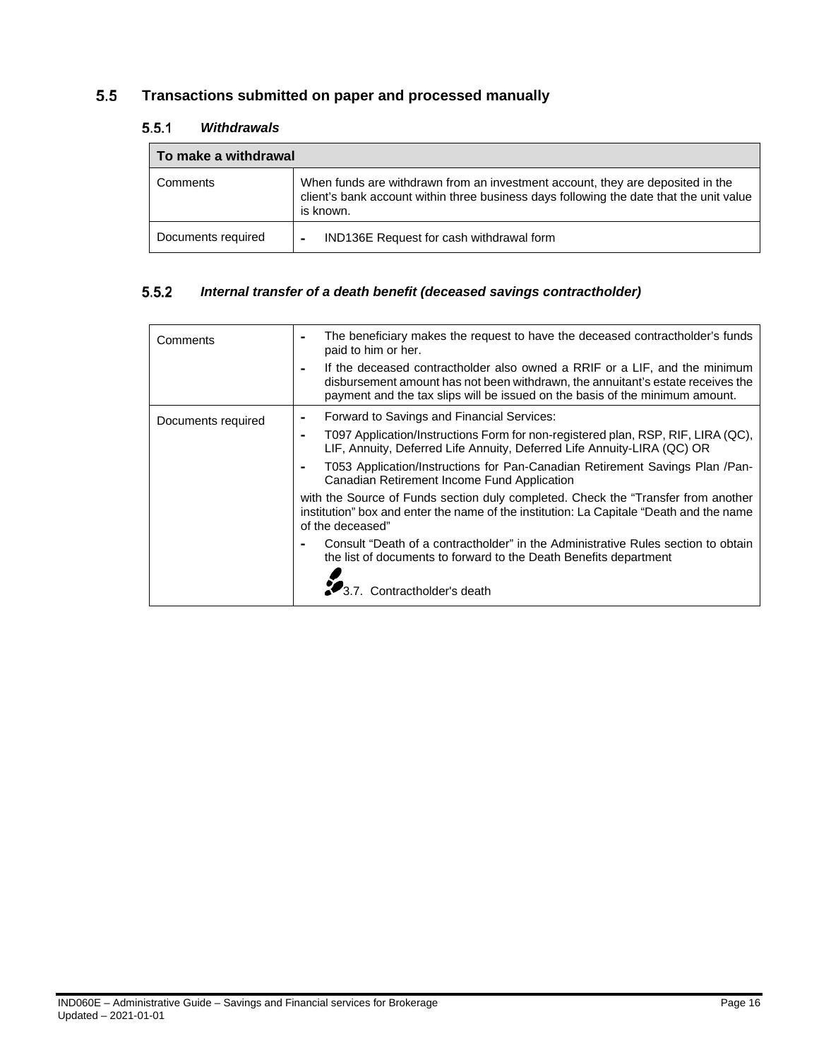## 5.5 Transactions submitted on paper and processed manually

### 5.5.1 *Withdrawals*

| To make a withdrawal | |
|---|---|
| Comments | When funds are withdrawn from an investment account, they are deposited in the client's bank account within three business days following the date that the unit value is known. |
| Documents required | - IND136E Request for cash withdrawal form |

### 5.5.2 *Internal transfer of a death benefit (deceased savings contractholder)*

| | |
|---|---|
| Comments | - The beneficiary makes the request to have the deceased contractholder's funds paid to him or her.<br>- If the deceased contractholder also owned a RRIF or a LIF, and the minimum disbursement amount has not been withdrawn, the annuitant's estate receives the payment and the tax slips will be issued on the basis of the minimum amount. |
| Documents required | - Forward to Savings and Financial Services:<br>- T097 Application/Instructions Form for non-registered plan, RSP, RIF, LIRA (QC), LIF, Annuity, Deferred Life Annuity, Deferred Life Annuity-LIRA (QC) OR<br>- T053 Application/Instructions for Pan-Canadian Retirement Savings Plan /Pan-Canadian Retirement Income Fund Application<br>with the Source of Funds section duly completed. Check the "Transfer from another institution" box and enter the name of the institution: La Capitale "Death and the name of the deceased"<br>- Consult "Death of a contractholder" in the Administrative Rules section to obtain the list of documents to forward to the Death Benefits department<br>3.7. Contractholder's death |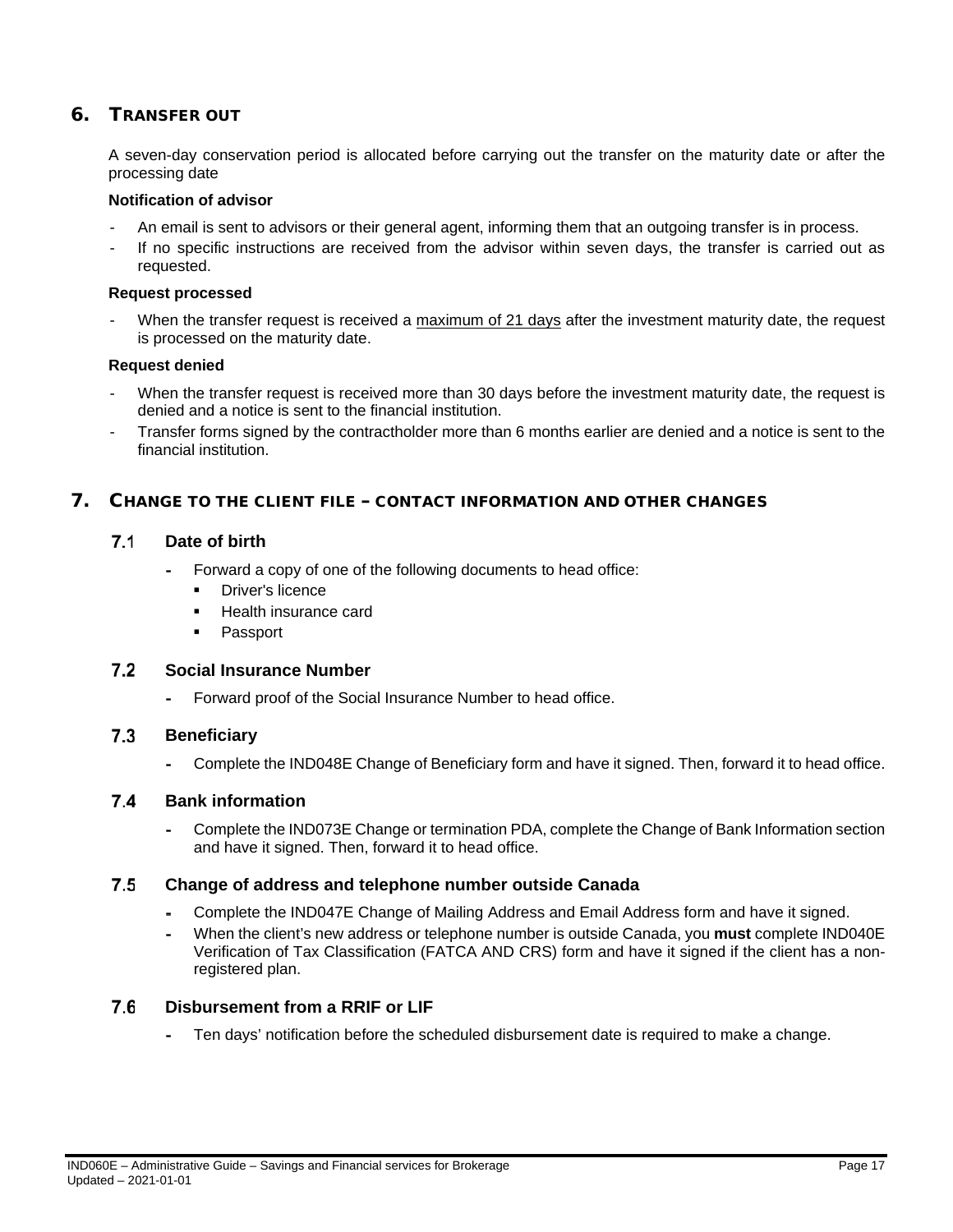## 6. TRANSFER OUT

A seven-day conservation period is allocated before carrying out the transfer on the maturity date or after the processing date

**Notification of advisor**

- An email is sent to advisors or their general agent, informing them that an outgoing transfer is in process.
- If no specific instructions are received from the advisor within seven days, the transfer is carried out as requested.

**Request processed**

- When the transfer request is received a maximum of 21 days after the investment maturity date, the request is processed on the maturity date.

**Request denied**

- When the transfer request is received more than 30 days before the investment maturity date, the request is denied and a notice is sent to the financial institution.
- Transfer forms signed by the contractholder more than 6 months earlier are denied and a notice is sent to the financial institution.

## 7. CHANGE TO THE CLIENT FILE – CONTACT INFORMATION AND OTHER CHANGES

### 7.1 Date of birth

- Forward a copy of one of the following documents to head office:
  - Driver's licence
  - Health insurance card
  - Passport

### 7.2 Social Insurance Number

- Forward proof of the Social Insurance Number to head office.

### 7.3 Beneficiary

- Complete the IND048E Change of Beneficiary form and have it signed. Then, forward it to head office.

### 7.4 Bank information

- Complete the IND073E Change or termination PDA, complete the Change of Bank Information section and have it signed. Then, forward it to head office.

### 7.5 Change of address and telephone number outside Canada

- Complete the IND047E Change of Mailing Address and Email Address form and have it signed.
- When the client's new address or telephone number is outside Canada, you **must** complete IND040E Verification of Tax Classification (FATCA AND CRS) form and have it signed if the client has a non-registered plan.

### 7.6 Disbursement from a RRIF or LIF

- Ten days' notification before the scheduled disbursement date is required to make a change.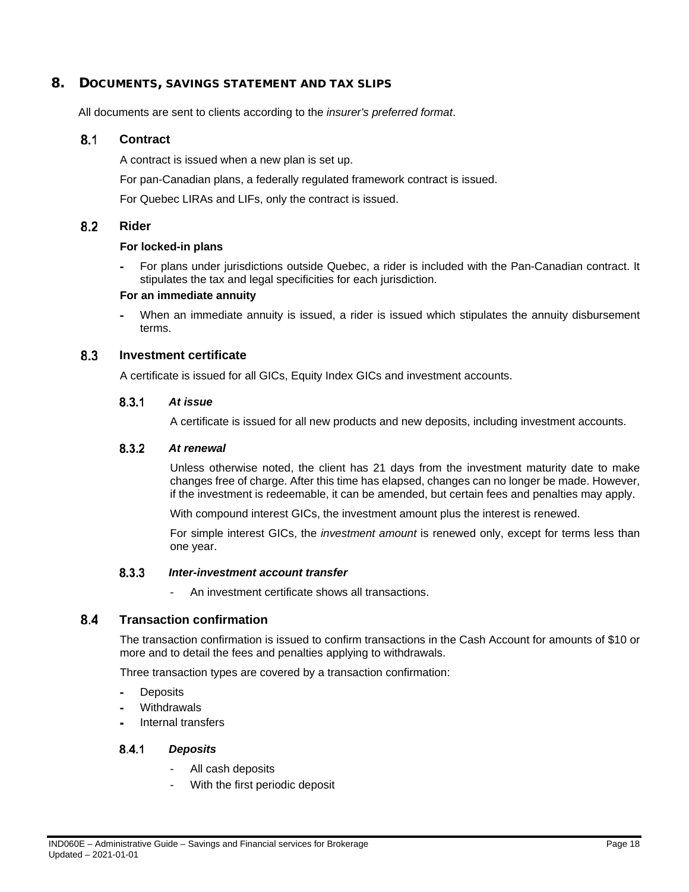# 8. DOCUMENTS, SAVINGS STATEMENT AND TAX SLIPS

All documents are sent to clients according to the *insurer's preferred format*.

## 8.1 Contract

A contract is issued when a new plan is set up.

For pan-Canadian plans, a federally regulated framework contract is issued.

For Quebec LIRAs and LIFs, only the contract is issued.

## 8.2 Rider

**For locked-in plans**

- For plans under jurisdictions outside Quebec, a rider is included with the Pan-Canadian contract. It stipulates the tax and legal specificities for each jurisdiction.

**For an immediate annuity**

- When an immediate annuity is issued, a rider is issued which stipulates the annuity disbursement terms.

## 8.3 Investment certificate

A certificate is issued for all GICs, Equity Index GICs and investment accounts.

### 8.3.1 *At issue*

A certificate is issued for all new products and new deposits, including investment accounts.

### 8.3.2 *At renewal*

Unless otherwise noted, the client has 21 days from the investment maturity date to make changes free of charge. After this time has elapsed, changes can no longer be made. However, if the investment is redeemable, it can be amended, but certain fees and penalties may apply.

With compound interest GICs, the investment amount plus the interest is renewed.

For simple interest GICs, the *investment amount* is renewed only, except for terms less than one year.

### 8.3.3 *Inter-investment account transfer*

- An investment certificate shows all transactions.

## 8.4 Transaction confirmation

The transaction confirmation is issued to confirm transactions in the Cash Account for amounts of $10 or more and to detail the fees and penalties applying to withdrawals.

Three transaction types are covered by a transaction confirmation:

- Deposits
- Withdrawals
- Internal transfers

### 8.4.1 *Deposits*

- All cash deposits
- With the first periodic deposit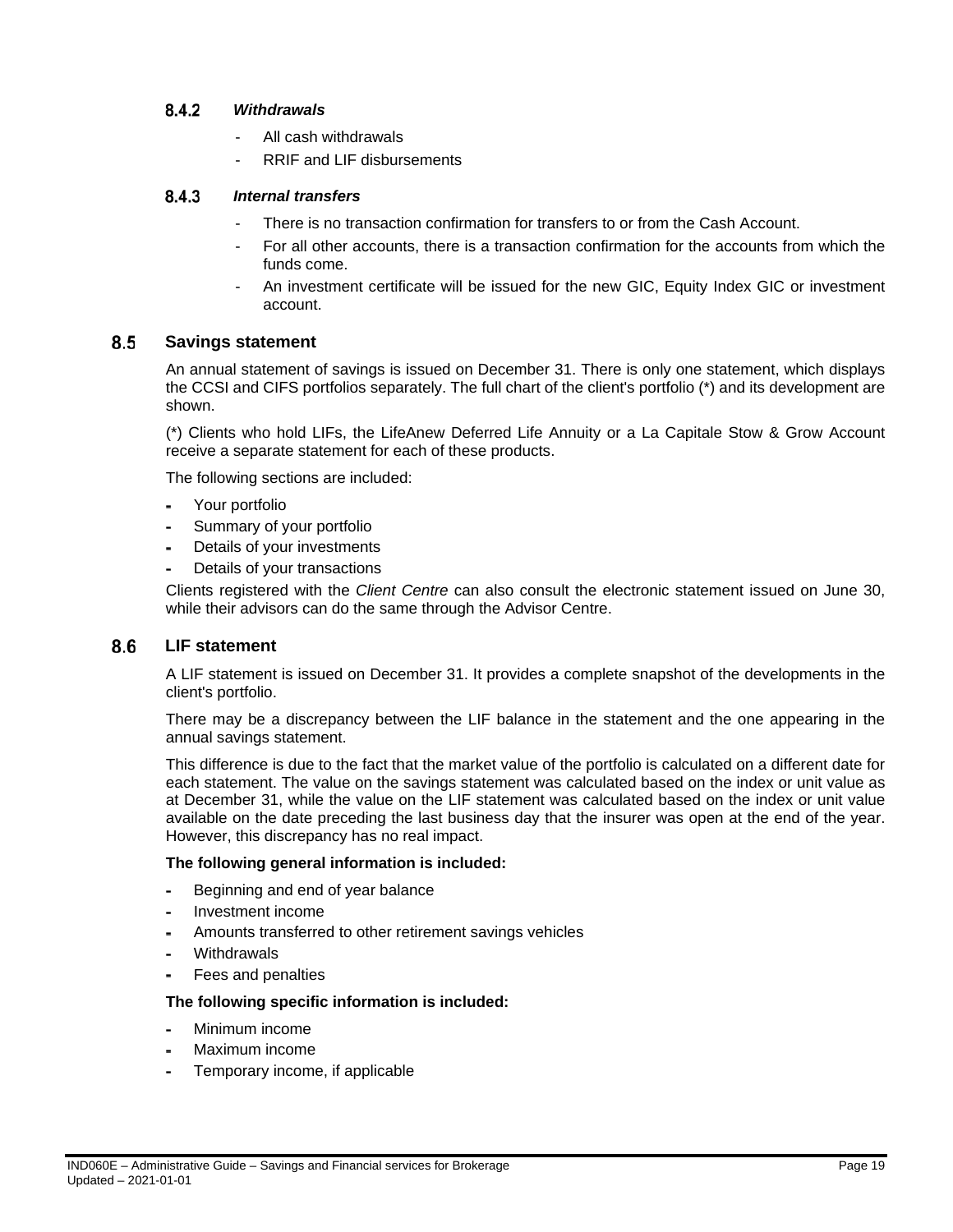#### 8.4.2 *Withdrawals*

- All cash withdrawals
- RRIF and LIF disbursements

#### 8.4.3 *Internal transfers*

- There is no transaction confirmation for transfers to or from the Cash Account.
- For all other accounts, there is a transaction confirmation for the accounts from which the funds come.
- An investment certificate will be issued for the new GIC, Equity Index GIC or investment account.

### 8.5 Savings statement

An annual statement of savings is issued on December 31. There is only one statement, which displays the CCSI and CIFS portfolios separately. The full chart of the client's portfolio (*) and its development are shown.

(*) Clients who hold LIFs, the LifeAnew Deferred Life Annuity or a La Capitale Stow & Grow Account receive a separate statement for each of these products.

The following sections are included:

- Your portfolio
- Summary of your portfolio
- Details of your investments
- Details of your transactions

Clients registered with the *Client Centre* can also consult the electronic statement issued on June 30, while their advisors can do the same through the Advisor Centre.

### 8.6 LIF statement

A LIF statement is issued on December 31. It provides a complete snapshot of the developments in the client's portfolio.

There may be a discrepancy between the LIF balance in the statement and the one appearing in the annual savings statement.

This difference is due to the fact that the market value of the portfolio is calculated on a different date for each statement. The value on the savings statement was calculated based on the index or unit value as at December 31, while the value on the LIF statement was calculated based on the index or unit value available on the date preceding the last business day that the insurer was open at the end of the year. However, this discrepancy has no real impact.

**The following general information is included:**

- Beginning and end of year balance
- Investment income
- Amounts transferred to other retirement savings vehicles
- Withdrawals
- Fees and penalties

**The following specific information is included:**

- Minimum income
- Maximum income
- Temporary income, if applicable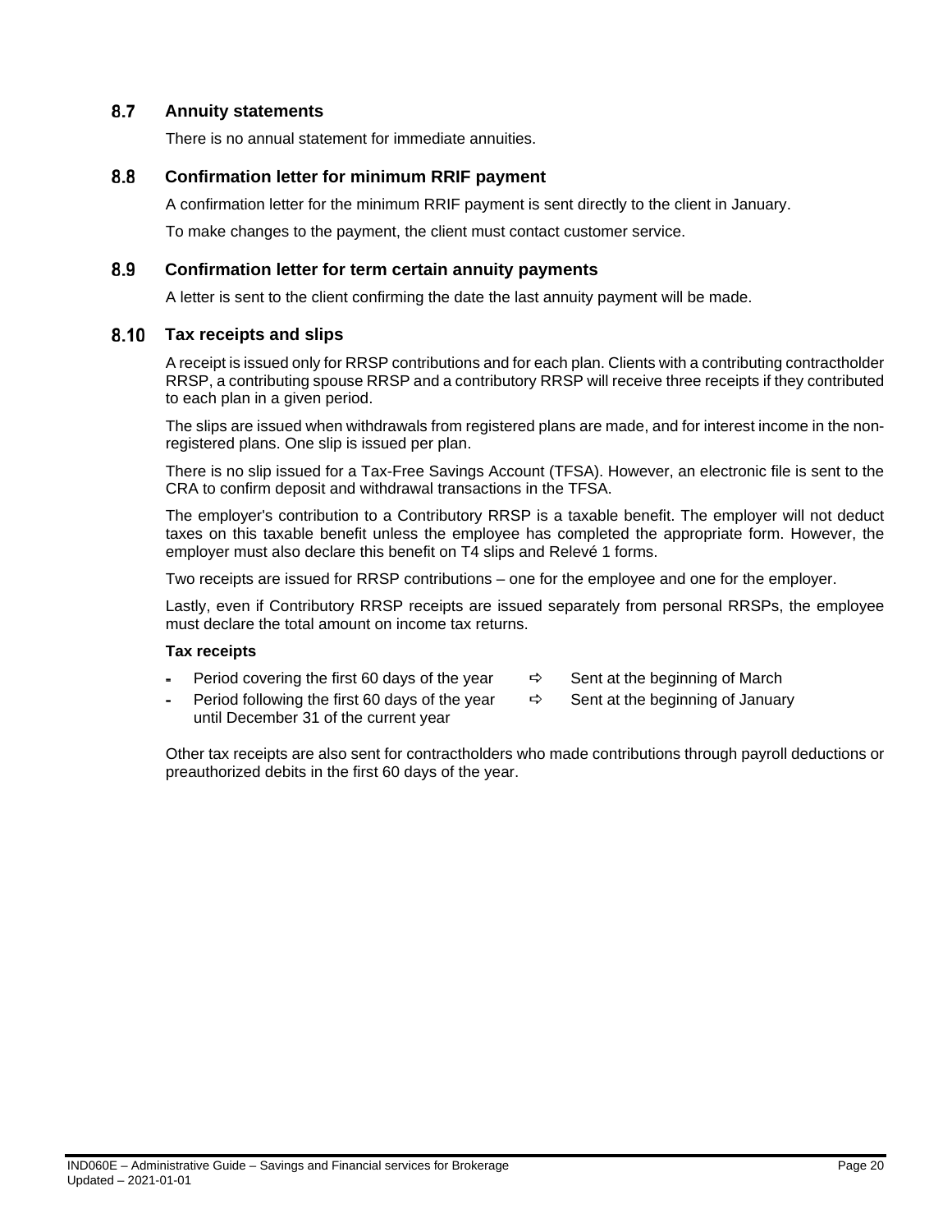## 8.7 Annuity statements

There is no annual statement for immediate annuities.

## 8.8 Confirmation letter for minimum RRIF payment

A confirmation letter for the minimum RRIF payment is sent directly to the client in January.

To make changes to the payment, the client must contact customer service.

## 8.9 Confirmation letter for term certain annuity payments

A letter is sent to the client confirming the date the last annuity payment will be made.

## 8.10 Tax receipts and slips

A receipt is issued only for RRSP contributions and for each plan. Clients with a contributing contractholder RRSP, a contributing spouse RRSP and a contributory RRSP will receive three receipts if they contributed to each plan in a given period.

The slips are issued when withdrawals from registered plans are made, and for interest income in the non-registered plans. One slip is issued per plan.

There is no slip issued for a Tax-Free Savings Account (TFSA). However, an electronic file is sent to the CRA to confirm deposit and withdrawal transactions in the TFSA.

The employer's contribution to a Contributory RRSP is a taxable benefit. The employer will not deduct taxes on this taxable benefit unless the employee has completed the appropriate form. However, the employer must also declare this benefit on T4 slips and Relevé 1 forms.

Two receipts are issued for RRSP contributions – one for the employee and one for the employer.

Lastly, even if Contributory RRSP receipts are issued separately from personal RRSPs, the employee must declare the total amount on income tax returns.

**Tax receipts**

- Period covering the first 60 days of the year ⇨ Sent at the beginning of March
- Period following the first 60 days of the year until December 31 of the current year ⇨ Sent at the beginning of January

Other tax receipts are also sent for contractholders who made contributions through payroll deductions or preauthorized debits in the first 60 days of the year.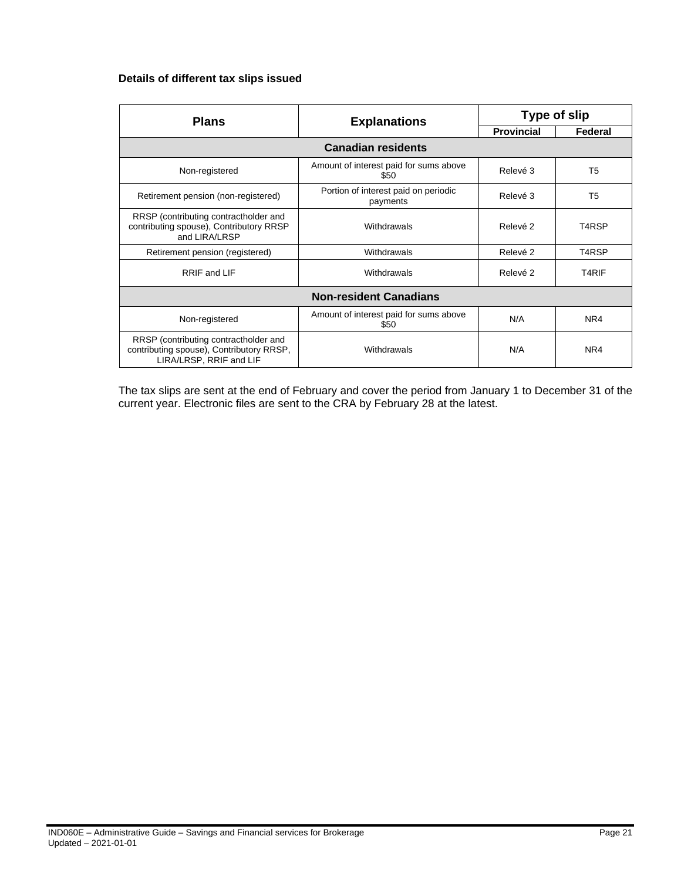**Details of different tax slips issued**

| Plans | Explanations | Type of slip | |
|---|---|---|---|
| | | Provincial | Federal |
| **Canadian residents** | | | |
| Non-registered | Amount of interest paid for sums above $50 | Relevé 3 | T5 |
| Retirement pension (non-registered) | Portion of interest paid on periodic payments | Relevé 3 | T5 |
| RRSP (contributing contractholder and contributing spouse), Contributory RRSP and LIRA/LRSP | Withdrawals | Relevé 2 | T4RSP |
| Retirement pension (registered) | Withdrawals | Relevé 2 | T4RSP |
| RRIF and LIF | Withdrawals | Relevé 2 | T4RIF |
| **Non-resident Canadians** | | | |
| Non-registered | Amount of interest paid for sums above $50 | N/A | NR4 |
| RRSP (contributing contractholder and contributing spouse), Contributory RRSP, LIRA/LRSP, RRIF and LIF | Withdrawals | N/A | NR4 |

The tax slips are sent at the end of February and cover the period from January 1 to December 31 of the current year. Electronic files are sent to the CRA by February 28 at the latest.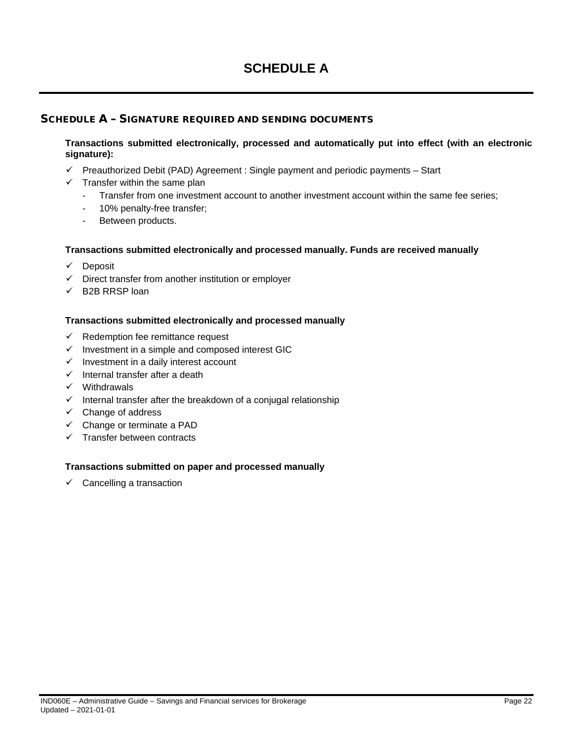# SCHEDULE A

## SCHEDULE A – SIGNATURE REQUIRED AND SENDING DOCUMENTS

**Transactions submitted electronically, processed and automatically put into effect (with an electronic signature):**

- ✓ Preauthorized Debit (PAD) Agreement : Single payment and periodic payments – Start
- ✓ Transfer within the same plan
  - Transfer from one investment account to another investment account within the same fee series;
  - 10% penalty-free transfer;
  - Between products.

**Transactions submitted electronically and processed manually. Funds are received manually**

- ✓ Deposit
- ✓ Direct transfer from another institution or employer
- ✓ B2B RRSP loan

**Transactions submitted electronically and processed manually**

- ✓ Redemption fee remittance request
- ✓ Investment in a simple and composed interest GIC
- ✓ Investment in a daily interest account
- ✓ Internal transfer after a death
- ✓ Withdrawals
- ✓ Internal transfer after the breakdown of a conjugal relationship
- ✓ Change of address
- ✓ Change or terminate a PAD
- ✓ Transfer between contracts

**Transactions submitted on paper and processed manually**

- ✓ Cancelling a transaction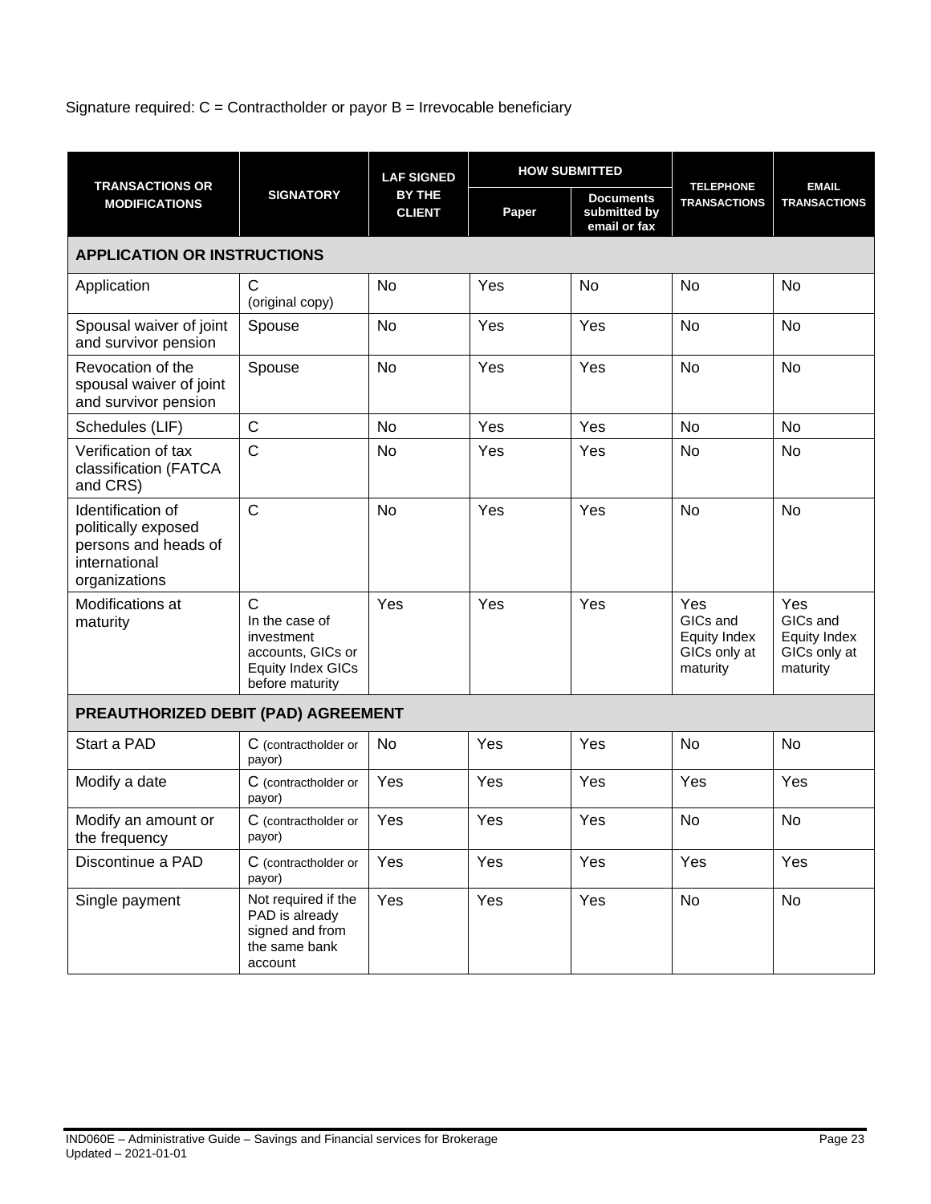Signature required: C = Contractholder or payor B = Irrevocable beneficiary

| TRANSACTIONS OR MODIFICATIONS | SIGNATORY | LAF SIGNED BY THE CLIENT | HOW SUBMITTED | | TELEPHONE TRANSACTIONS | EMAIL TRANSACTIONS |
|---|---|---|---|---|---|---|
| | | | Paper | Documents submitted by email or fax | | |
| **APPLICATION OR INSTRUCTIONS** | | | | | | |
| Application | C (original copy) | No | Yes | No | No | No |
| Spousal waiver of joint and survivor pension | Spouse | No | Yes | Yes | No | No |
| Revocation of the spousal waiver of joint and survivor pension | Spouse | No | Yes | Yes | No | No |
| Schedules (LIF) | C | No | Yes | Yes | No | No |
| Verification of tax classification (FATCA and CRS) | C | No | Yes | Yes | No | No |
| Identification of politically exposed persons and heads of international organizations | C | No | Yes | Yes | No | No |
| Modifications at maturity | C In the case of investment accounts, GICs or Equity Index GICs before maturity | Yes | Yes | Yes | Yes GICs and Equity Index GICs only at maturity | Yes GICs and Equity Index GICs only at maturity |
| **PREAUTHORIZED DEBIT (PAD) AGREEMENT** | | | | | | |
| Start a PAD | C (contractholder or payor) | No | Yes | Yes | No | No |
| Modify a date | C (contractholder or payor) | Yes | Yes | Yes | Yes | Yes |
| Modify an amount or the frequency | C (contractholder or payor) | Yes | Yes | Yes | No | No |
| Discontinue a PAD | C (contractholder or payor) | Yes | Yes | Yes | Yes | Yes |
| Single payment | Not required if the PAD is already signed and from the same bank account | Yes | Yes | Yes | No | No |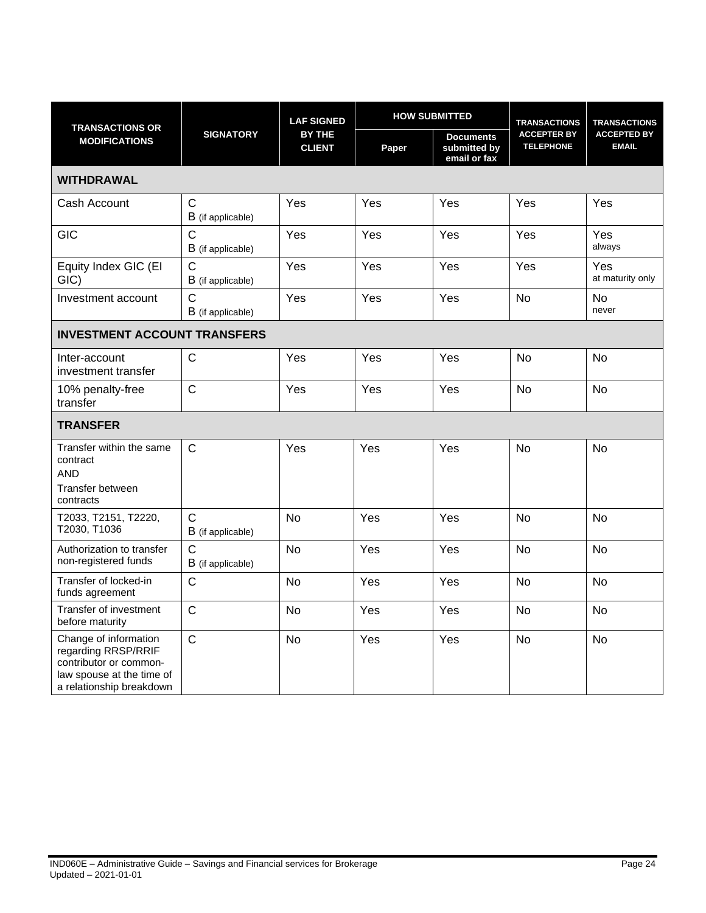| TRANSACTIONS OR MODIFICATIONS | SIGNATORY | LAF SIGNED BY THE CLIENT | HOW SUBMITTED | | TRANSACTIONS ACCEPTER BY TELEPHONE | TRANSACTIONS ACCEPTED BY EMAIL |
|---|---|---|---|---|---|---|
| | | | Paper | Documents submitted by email or fax | | |
| **WITHDRAWAL** | | | | | | |
| Cash Account | C<br>B (if applicable) | Yes | Yes | Yes | Yes | Yes |
| GIC | C<br>B (if applicable) | Yes | Yes | Yes | Yes | Yes<br>always |
| Equity Index GIC (EI GIC) | C<br>B (if applicable) | Yes | Yes | Yes | Yes | Yes<br>at maturity only |
| Investment account | C<br>B (if applicable) | Yes | Yes | Yes | No | No<br>never |
| **INVESTMENT ACCOUNT TRANSFERS** | | | | | | |
| Inter-account investment transfer | C | Yes | Yes | Yes | No | No |
| 10% penalty-free transfer | C | Yes | Yes | Yes | No | No |
| **TRANSFER** | | | | | | |
| Transfer within the same contract<br>AND<br>Transfer between contracts | C | Yes | Yes | Yes | No | No |
| T2033, T2151, T2220, T2030, T1036 | C<br>B (if applicable) | No | Yes | Yes | No | No |
| Authorization to transfer non-registered funds | C<br>B (if applicable) | No | Yes | Yes | No | No |
| Transfer of locked-in funds agreement | C | No | Yes | Yes | No | No |
| Transfer of investment before maturity | C | No | Yes | Yes | No | No |
| Change of information regarding RRSP/RRIF contributor or common-law spouse at the time of a relationship breakdown | C | No | Yes | Yes | No | No |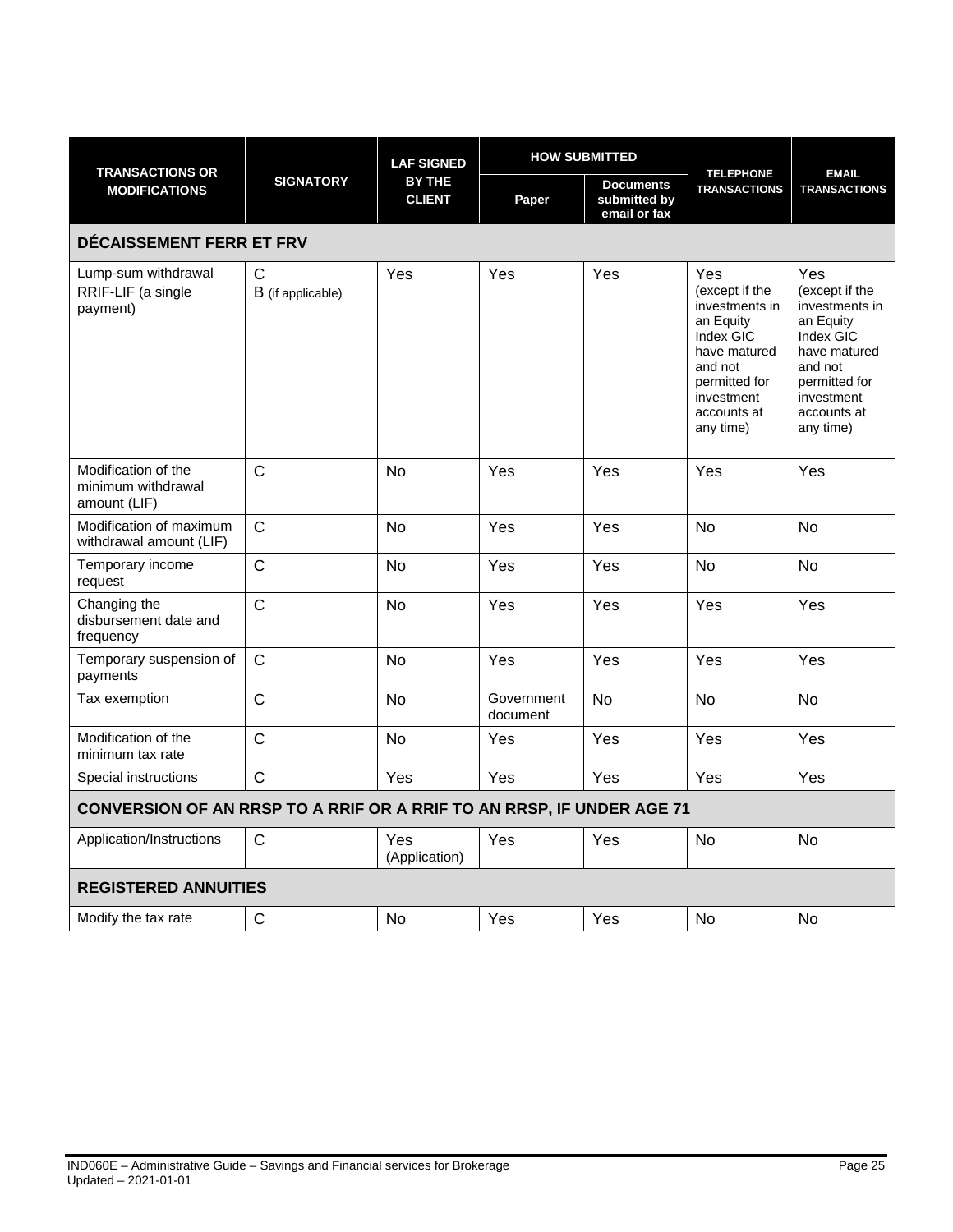| TRANSACTIONS OR MODIFICATIONS | SIGNATORY | LAF SIGNED BY THE CLIENT | HOW SUBMITTED | | TELEPHONE TRANSACTIONS | EMAIL TRANSACTIONS |
|---|---|---|---|---|---|---|
| | | | Paper | Documents submitted by email or fax | | |
| **DÉCAISSEMENT FERR ET FRV** | | | | | | |
| Lump-sum withdrawal RRIF-LIF (a single payment) | C<br>B (if applicable) | Yes | Yes | Yes | Yes (except if the investments in an Equity Index GIC have matured and not permitted for investment accounts at any time) | Yes (except if the investments in an Equity Index GIC have matured and not permitted for investment accounts at any time) |
| Modification of the minimum withdrawal amount (LIF) | C | No | Yes | Yes | Yes | Yes |
| Modification of maximum withdrawal amount (LIF) | C | No | Yes | Yes | No | No |
| Temporary income request | C | No | Yes | Yes | No | No |
| Changing the disbursement date and frequency | C | No | Yes | Yes | Yes | Yes |
| Temporary suspension of payments | C | No | Yes | Yes | Yes | Yes |
| Tax exemption | C | No | Government document | No | No | No |
| Modification of the minimum tax rate | C | No | Yes | Yes | Yes | Yes |
| Special instructions | C | Yes | Yes | Yes | Yes | Yes |
| **CONVERSION OF AN RRSP TO A RRIF OR A RRIF TO AN RRSP, IF UNDER AGE 71** | | | | | | |
| Application/Instructions | C | Yes (Application) | Yes | Yes | No | No |
| **REGISTERED ANNUITIES** | | | | | | |
| Modify the tax rate | C | No | Yes | Yes | No | No |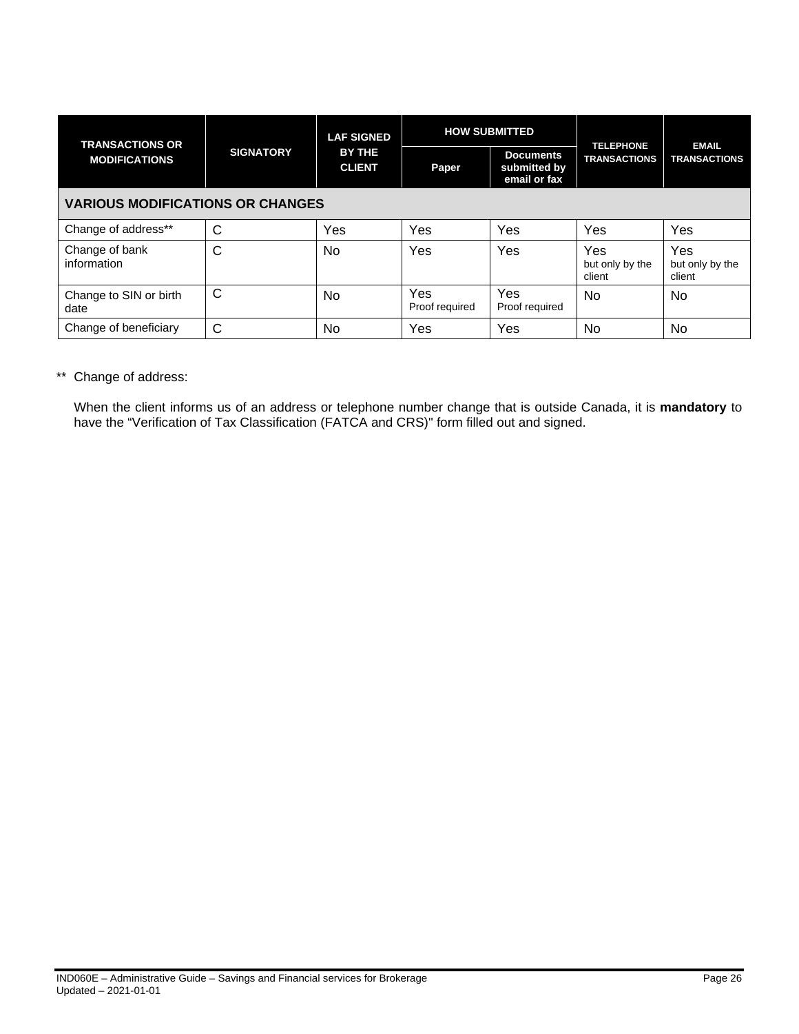| TRANSACTIONS OR MODIFICATIONS | SIGNATORY | LAF SIGNED BY THE CLIENT | HOW SUBMITTED | | TELEPHONE TRANSACTIONS | EMAIL TRANSACTIONS |
|---|---|---|---|---|---|---|
| | | | Paper | Documents submitted by email or fax | | |
| **VARIOUS MODIFICATIONS OR CHANGES** | | | | | | |
| Change of address** | C | Yes | Yes | Yes | Yes | Yes |
| Change of bank information | C | No | Yes | Yes | Yes but only by the client | Yes but only by the client |
| Change to SIN or birth date | C | No | Yes Proof required | Yes Proof required | No | No |
| Change of beneficiary | C | No | Yes | Yes | No | No |

** Change of address:

When the client informs us of an address or telephone number change that is outside Canada, it is **mandatory** to have the "Verification of Tax Classification (FATCA and CRS)" form filled out and signed.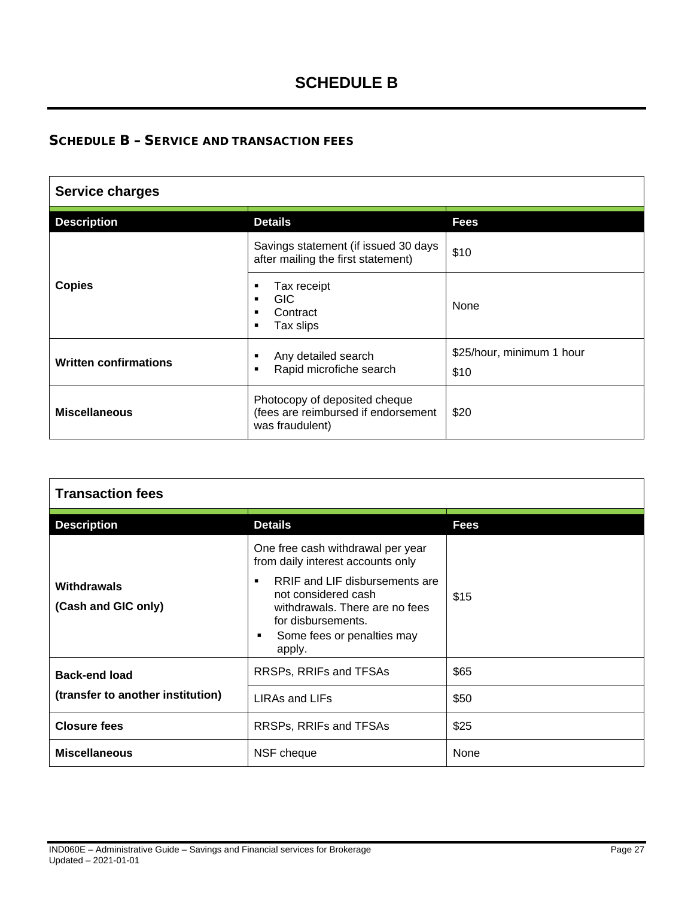# SCHEDULE B

## Schedule B – Service and transaction fees

**Service charges**

| Description | Details | Fees |
|---|---|---|
| **Copies** | Savings statement (if issued 30 days after mailing the first statement) | $10 |
| | ▪ Tax receipt<br>▪ GIC<br>▪ Contract<br>▪ Tax slips | None |
| **Written confirmations** | ▪ Any detailed search<br>▪ Rapid microfiche search | $25/hour, minimum 1 hour<br>$10 |
| **Miscellaneous** | Photocopy of deposited cheque (fees are reimbursed if endorsement was fraudulent) | $20 |

**Transaction fees**

| Description | Details | Fees |
|---|---|---|
| **Withdrawals (Cash and GIC only)** | One free cash withdrawal per year from daily interest accounts only<br>▪ RRIF and LIF disbursements are not considered cash withdrawals. There are no fees for disbursements.<br>▪ Some fees or penalties may apply. | $15 |
| **Back-end load (transfer to another institution)** | RRSPs, RRIFs and TFSAs | $65 |
| | LIRAs and LIFs | $50 |
| **Closure fees** | RRSPs, RRIFs and TFSAs | $25 |
| **Miscellaneous** | NSF cheque | None |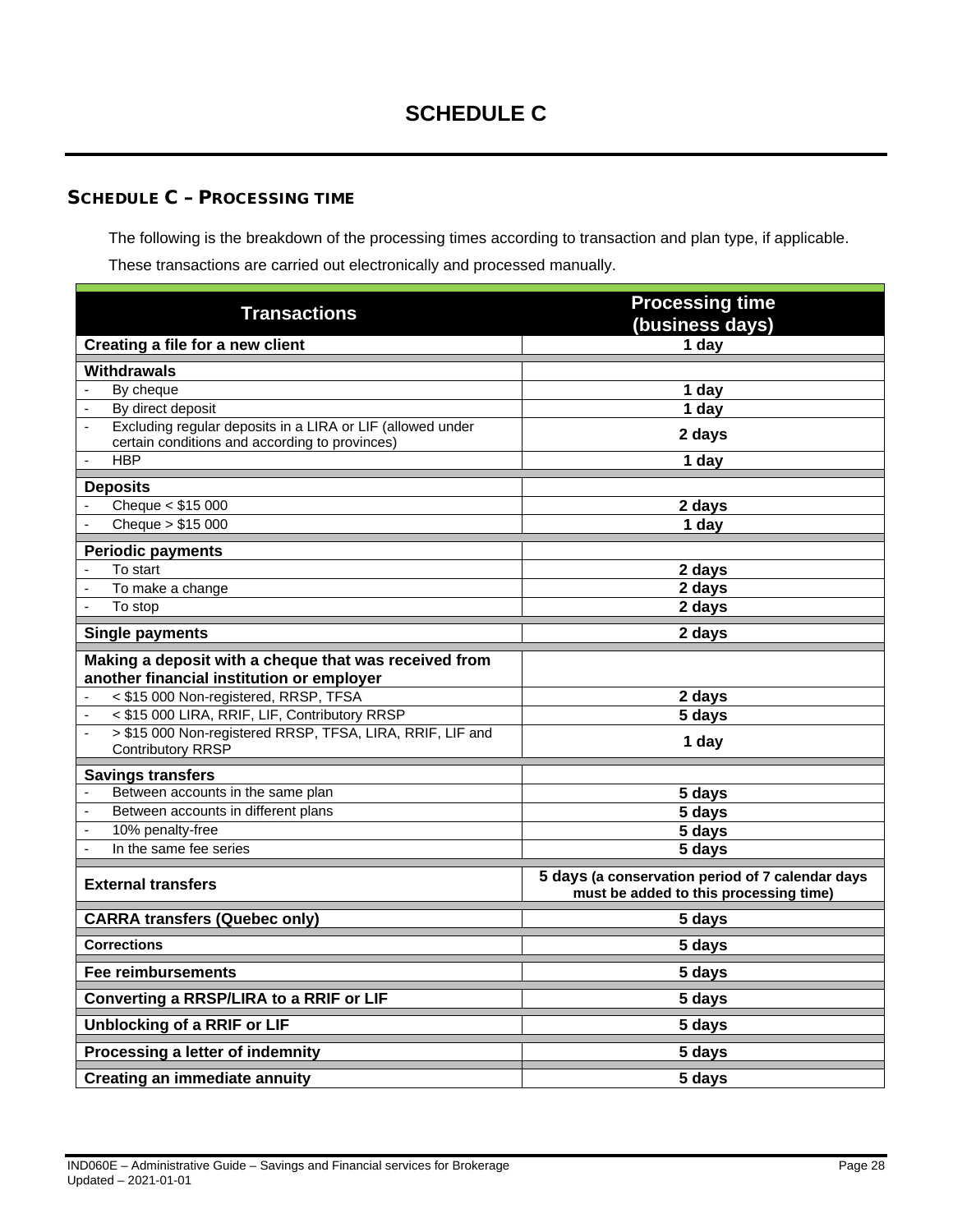# SCHEDULE C

## SCHEDULE C – PROCESSING TIME

The following is the breakdown of the processing times according to transaction and plan type, if applicable.

These transactions are carried out electronically and processed manually.

| Transactions | Processing time (business days) |
|---|---|
| **Creating a file for a new client** | **1 day** |
| **Withdrawals** | |
| - By cheque | **1 day** |
| - By direct deposit | **1 day** |
| - Excluding regular deposits in a LIRA or LIF (allowed under certain conditions and according to provinces) | **2 days** |
| - HBP | **1 day** |
| **Deposits** | |
| - Cheque < $15 000 | **2 days** |
| - Cheque > $15 000 | **1 day** |
| **Periodic payments** | |
| - To start | **2 days** |
| - To make a change | **2 days** |
| - To stop | **2 days** |
| **Single payments** | **2 days** |
| **Making a deposit with a cheque that was received from another financial institution or employer** | |
| - < $15 000 Non-registered, RRSP, TFSA | **2 days** |
| - < $15 000 LIRA, RRIF, LIF, Contributory RRSP | **5 days** |
| - > $15 000 Non-registered RRSP, TFSA, LIRA, RRIF, LIF and Contributory RRSP | **1 day** |
| **Savings transfers** | |
| - Between accounts in the same plan | **5 days** |
| - Between accounts in different plans | **5 days** |
| - 10% penalty-free | **5 days** |
| - In the same fee series | **5 days** |
| **External transfers** | **5 days (a conservation period of 7 calendar days must be added to this processing time)** |
| **CARRA transfers (Quebec only)** | **5 days** |
| **Corrections** | **5 days** |
| **Fee reimbursements** | **5 days** |
| **Converting a RRSP/LIRA to a RRIF or LIF** | **5 days** |
| **Unblocking of a RRIF or LIF** | **5 days** |
| **Processing a letter of indemnity** | **5 days** |
| **Creating an immediate annuity** | **5 days** |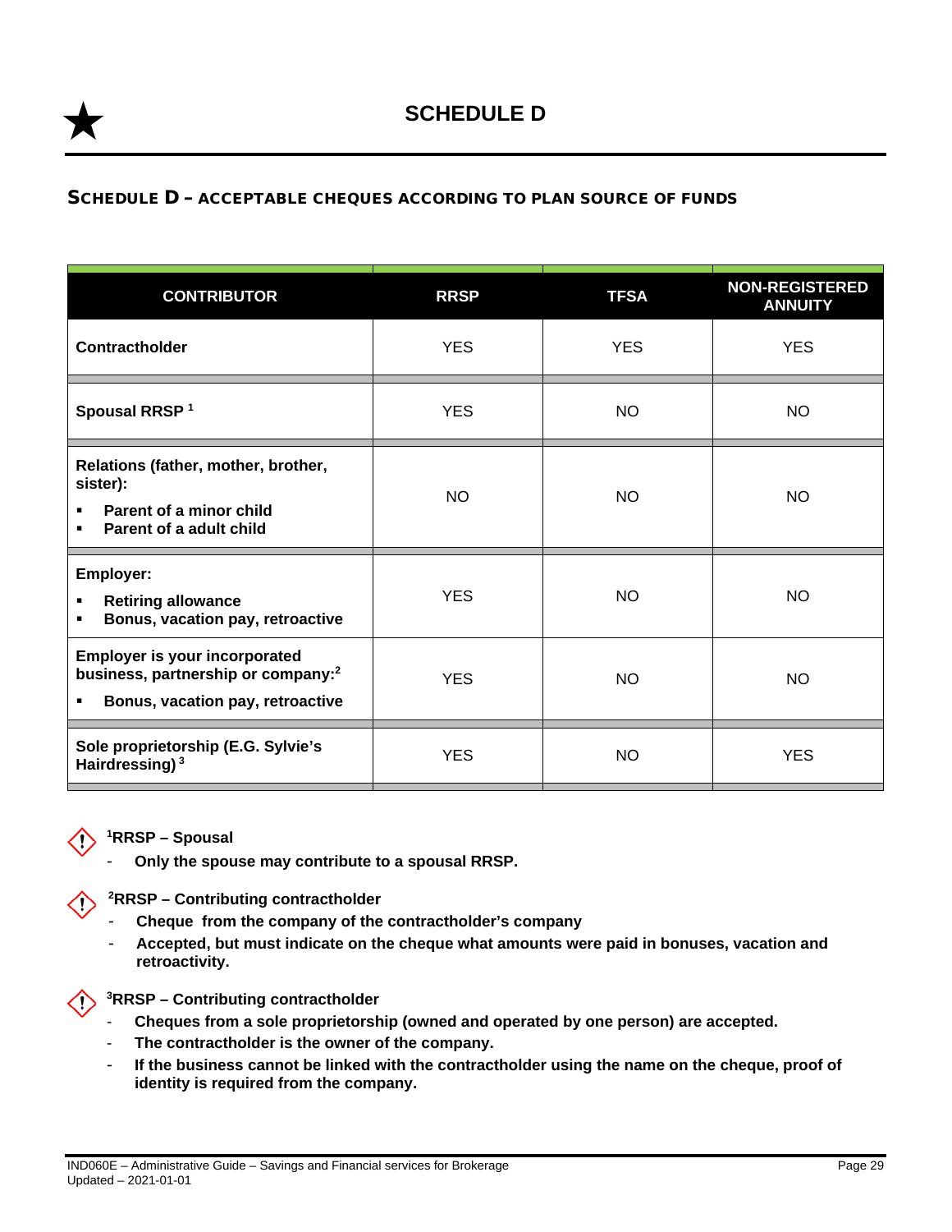# SCHEDULE D

## SCHEDULE D – ACCEPTABLE CHEQUES ACCORDING TO PLAN SOURCE OF FUNDS

| CONTRIBUTOR | RRSP | TFSA | NON-REGISTERED ANNUITY |
|---|---|---|---|
| **Contractholder** | YES | YES | YES |
| **Spousal RRSP** [1] | YES | NO | NO |
| **Relations (father, mother, brother, sister):** <br> ▪ **Parent of a minor child** <br> ▪ **Parent of a adult child** | NO | NO | NO |
| **Employer:** <br> ▪ **Retiring allowance** <br> ▪ **Bonus, vacation pay, retroactive** | YES | NO | NO |
| **Employer is your incorporated business, partnership or company:**[2] <br> ▪ **Bonus, vacation pay, retroactive** | YES | NO | NO |
| **Sole proprietorship (E.G. Sylvie's Hairdressing)** [3] | YES | NO | YES |

**[1]RRSP – Spousal**

- **Only the spouse may contribute to a spousal RRSP.**

**[2]RRSP – Contributing contractholder**

- **Cheque from the company of the contractholder's company**
- **Accepted, but must indicate on the cheque what amounts were paid in bonuses, vacation and retroactivity.**

**[3]RRSP – Contributing contractholder**

- **Cheques from a sole proprietorship (owned and operated by one person) are accepted.**
- **The contractholder is the owner of the company.**
- **If the business cannot be linked with the contractholder using the name on the cheque, proof of identity is required from the company.**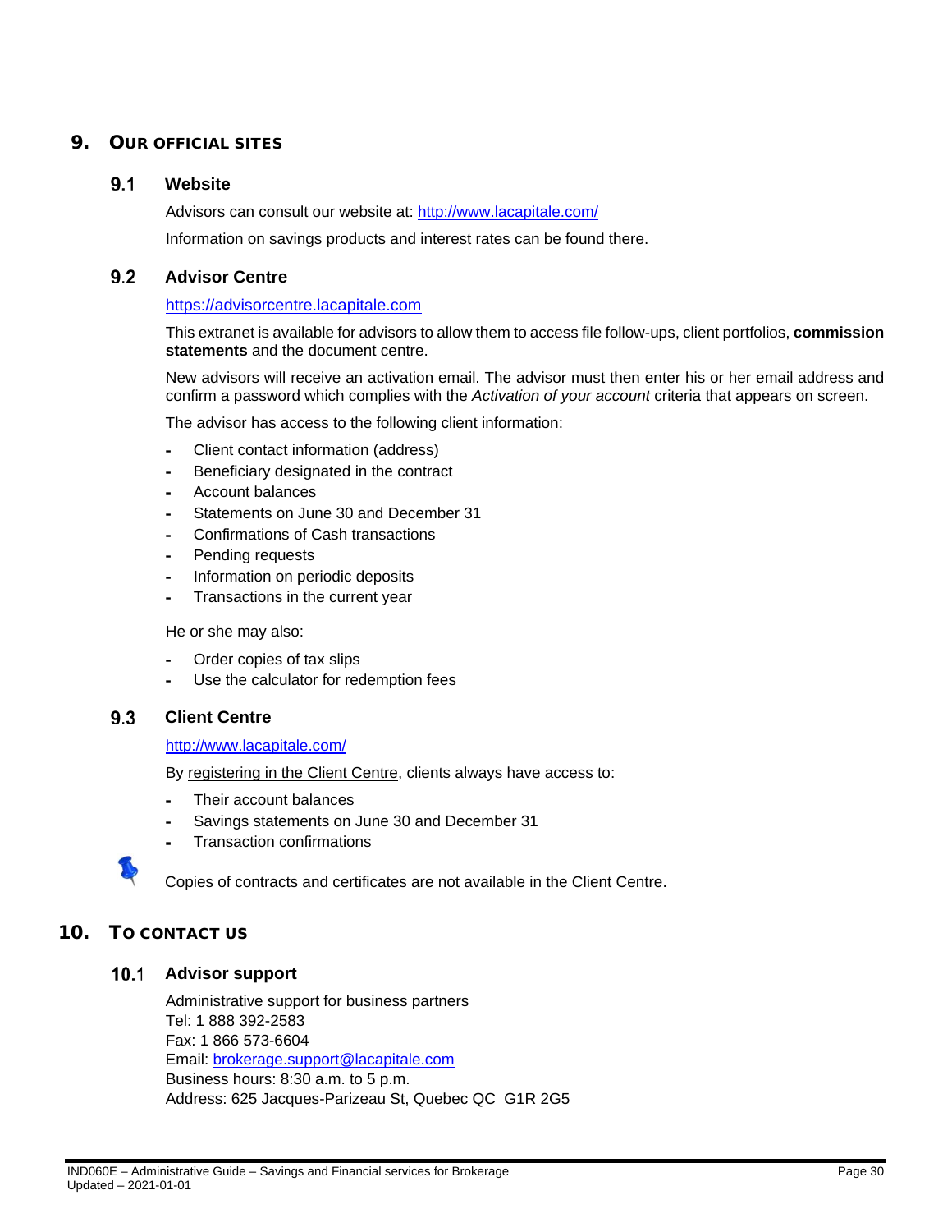## 9. Our official sites

### 9.1 Website

Advisors can consult our website at: http://www.lacapitale.com/

Information on savings products and interest rates can be found there.

### 9.2 Advisor Centre

https://advisorcentre.lacapitale.com

This extranet is available for advisors to allow them to access file follow-ups, client portfolios, **commission statements** and the document centre.

New advisors will receive an activation email. The advisor must then enter his or her email address and confirm a password which complies with the *Activation of your account* criteria that appears on screen.

The advisor has access to the following client information:

- Client contact information (address)
- Beneficiary designated in the contract
- Account balances
- Statements on June 30 and December 31
- Confirmations of Cash transactions
- Pending requests
- Information on periodic deposits
- Transactions in the current year

He or she may also:

- Order copies of tax slips
- Use the calculator for redemption fees

### 9.3 Client Centre

http://www.lacapitale.com/

By registering in the Client Centre, clients always have access to:

- Their account balances
- Savings statements on June 30 and December 31
- Transaction confirmations

Copies of contracts and certificates are not available in the Client Centre.

## 10. To contact us

### 10.1 Advisor support

Administrative support for business partners
Tel: 1 888 392-2583
Fax: 1 866 573-6604
Email: brokerage.support@lacapitale.com
Business hours: 8:30 a.m. to 5 p.m.
Address: 625 Jacques-Parizeau St, Quebec QC G1R 2G5